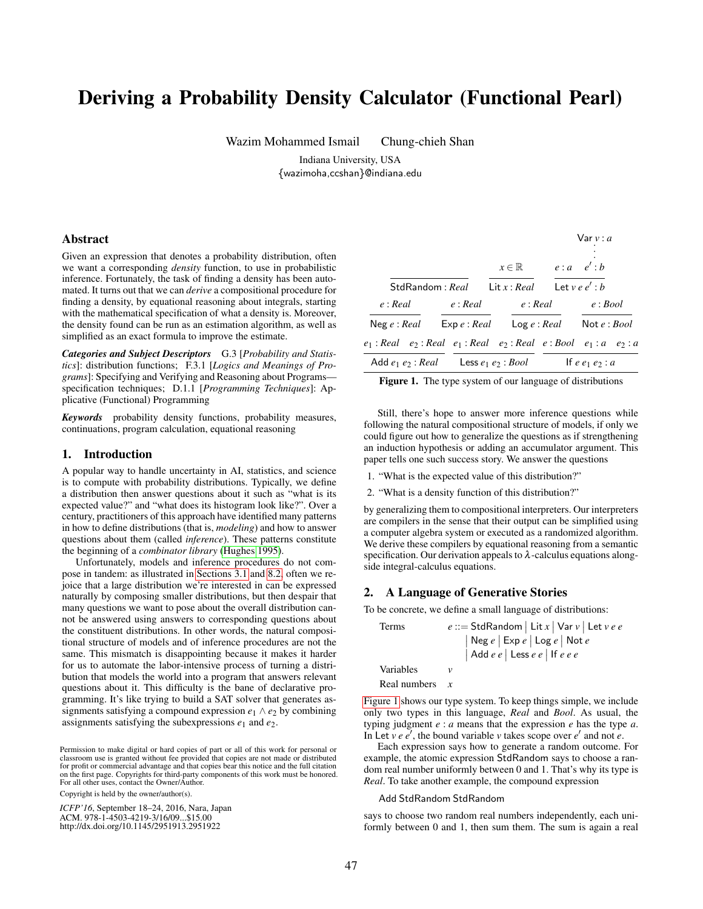# Deriving a Probability Density Calculator (Functional Pearl)

Wazim Mohammed Ismail  Chung-chieh Shan

Indiana University, USA
{wazimoha,ccshan}@indiana.edu

## Abstract

Given an expression that denotes a probability distribution, often we want a corresponding *density* function, to use in probabilistic inference. Fortunately, the task of finding a density has been automated. It turns out that we can *derive* a compositional procedure for finding a density, by equational reasoning about integrals, starting with the mathematical specification of what a density is. Moreover, the density found can be run as an estimation algorithm, as well as simplified as an exact formula to improve the estimate.

***Categories and Subject Descriptors*** G.3 [*Probability and Statistics*]: distribution functions; F.3.1 [*Logics and Meanings of Programs*]: Specifying and Verifying and Reasoning about Programs—specification techniques; D.1.1 [*Programming Techniques*]: Applicative (Functional) Programming

***Keywords*** probability density functions, probability measures, continuations, program calculation, equational reasoning

## 1. Introduction

A popular way to handle uncertainty in AI, statistics, and science is to compute with probability distributions. Typically, we define a distribution then answer questions about it such as "what is its expected value?" and "what does its histogram look like?". Over a century, practitioners of this approach have identified many patterns in how to define distributions (that is, *modeling*) and how to answer questions about them (called *inference*). These patterns constitute the beginning of a *combinator library* (Hughes 1995).

Unfortunately, models and inference procedures do not compose in tandem: as illustrated in Sections 3.1 and 8.2, often we rejoice that a large distribution we're interested in can be expressed naturally by composing smaller distributions, but then despair that many questions we want to pose about the overall distribution cannot be answered using answers to corresponding questions about the constituent distributions. In other words, the natural compositional structure of models and of inference procedures are not the same. This mismatch is disappointing because it makes it harder for us to automate the labor-intensive process of turning a distribution that models the world into a program that answers relevant questions about it. This difficulty is the bane of declarative programming. It's like trying to build a SAT solver that generates assignments satisfying a compound expression $e_1 \wedge e_2$ by combining assignments satisfying the subexpressions $e_1$ and $e_2$.

Permission to make digital or hard copies of part or all of this work for personal or classroom use is granted without fee provided that copies are not made or distributed for profit or commercial advantage and that copies bear this notice and the full citation on the first page. Copyrights for third-party components of this work must be honored. For all other uses, contact the Owner/Author.

Copyright is held by the owner/author(s).

*ICFP'16*, September 18–24, 2016, Nara, Japan
ACM. 978-1-4503-4219-3/16/09...$15.00
http://dx.doi.org/10.1145/2951913.2951922

$$\frac{}{\mathsf{StdRandom} : \mathit{Real}} \qquad \frac{x \in \mathbb{R}}{\mathsf{Lit}\ x : \mathit{Real}} \qquad \frac{e : a \quad \begin{matrix}\mathsf{Var}\ v : a \\ \vdots \\ e' : b\end{matrix}}{\mathsf{Let}\ v\ e\ e' : b}$$

$$\frac{e : \mathit{Real}}{\mathsf{Neg}\ e : \mathit{Real}} \qquad \frac{e : \mathit{Real}}{\mathsf{Exp}\ e : \mathit{Real}} \qquad \frac{e : \mathit{Real}}{\mathsf{Log}\ e : \mathit{Real}} \qquad \frac{e : \mathit{Bool}}{\mathsf{Not}\ e : \mathit{Bool}}$$

$$\frac{e_1 : \mathit{Real} \quad e_2 : \mathit{Real}}{\mathsf{Add}\ e_1\ e_2 : \mathit{Real}} \qquad \frac{e_1 : \mathit{Real} \quad e_2 : \mathit{Real}}{\mathsf{Less}\ e_1\ e_2 : \mathit{Bool}} \qquad \frac{e : \mathit{Bool} \quad e_1 : a \quad e_2 : a}{\mathsf{If}\ e\ e_1\ e_2 : a}$$

**Figure 1.** The type system of our language of distributions

Still, there's hope to answer more inference questions while following the natural compositional structure of models, if only we could figure out how to generalize the questions as if strengthening an induction hypothesis or adding an accumulator argument. This paper tells one such success story. We answer the questions

1. "What is the expected value of this distribution?"
2. "What is a density function of this distribution?"

by generalizing them to compositional interpreters. Our interpreters are compilers in the sense that their output can be simplified using a computer algebra system or executed as a randomized algorithm. We derive these compilers by equational reasoning from a semantic specification. Our derivation appeals to $\lambda$-calculus equations alongside integral-calculus equations.

## 2. A Language of Generative Stories

To be concrete, we define a small language of distributions:

| | |
|---|---|
| Terms | $e ::= \mathsf{StdRandom} \mid \mathsf{Lit}\ x \mid \mathsf{Var}\ v \mid \mathsf{Let}\ v\ e\ e$ |
| | $\mid \mathsf{Neg}\ e \mid \mathsf{Exp}\ e \mid \mathsf{Log}\ e \mid \mathsf{Not}\ e$ |
| | $\mid \mathsf{Add}\ e\ e \mid \mathsf{Less}\ e\ e \mid \mathsf{If}\ e\ e\ e$ |
| Variables | $v$ |
| Real numbers | $x$ |

Figure 1 shows our type system. To keep things simple, we include only two types in this language, *Real* and *Bool*. As usual, the typing judgment $e : a$ means that the expression $e$ has the type $a$. In $\mathsf{Let}\ v\ e\ e'$, the bound variable $v$ takes scope over $e'$ and not $e$.

Each expression says how to generate a random outcome. For example, the atomic expression StdRandom says to choose a random real number uniformly between 0 and 1. That's why its type is *Real*. To take another example, the compound expression

```
Add StdRandom StdRandom
```

says to choose two random real numbers independently, each uniformly between 0 and 1, then sum them. The sum is again a real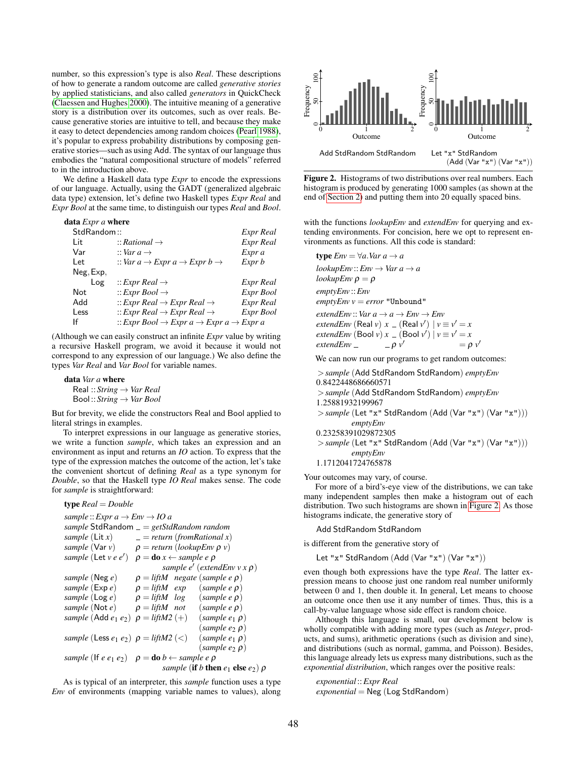number, so this expression's type is also *Real*. These descriptions of how to generate a random outcome are called *generative stories* by applied statisticians, and also called *generators* in QuickCheck (Claessen and Hughes 2000). The intuitive meaning of a generative story is a distribution over its outcomes, such as over reals. Because generative stories are intuitive to tell, and because they make it easy to detect dependencies among random choices (Pearl 1988), it's popular to express probability distributions by composing generative stories—such as using Add. The syntax of our language thus embodies the "natural compositional structure of models" referred to in the introduction above.

We define a Haskell data type *Expr* to encode the expressions of our language. Actually, using the GADT (generalized algebraic data type) extension, let's define two Haskell types *Expr Real* and *Expr Bool* at the same time, to distinguish our types *Real* and *Bool*.

```
data Expr a where
  StdRandom ::                                          Expr Real
  Lit       :: Rational ->                              Expr Real
  Var       :: Var a ->                                 Expr a
  Let       :: Var a -> Expr a -> Expr b ->             Expr b
  Neg, Exp,
       Log  :: Expr Real ->                             Expr Real
  Not       :: Expr Bool ->                             Expr Bool
  Add       :: Expr Real -> Expr Real ->                Expr Real
  Less      :: Expr Real -> Expr Real ->                Expr Bool
  If        :: Expr Bool -> Expr a -> Expr a ->         Expr a
```

(Although we can easily construct an infinite *Expr* value by writing a recursive Haskell program, we avoid it because it would not correspond to any expression of our language.) We also define the types *Var Real* and *Var Bool* for variable names.

```
data Var a where
  Real :: String -> Var Real
  Bool :: String -> Var Bool
```

But for brevity, we elide the constructors Real and Bool applied to literal strings in examples.

To interpret expressions in our language as generative stories, we write a function *sample*, which takes an expression and an environment as input and returns an *IO* action. To express that the type of the expression matches the outcome of the action, let's take the convenient shortcut of defining *Real* as a type synonym for *Double*, so that the Haskell type *IO Real* makes sense. The code for *sample* is straightforward:

```
type Real = Double
sample :: Expr a -> Env -> IO a
sample StdRandom _   = getStdRandom random
sample (Lit x)   _   = return (fromRational x)
sample (Var v)   ρ   = return (lookupEnv ρ v)
sample (Let v e e') ρ = do x <- sample e ρ
                           sample e' (extendEnv v x ρ)
sample (Neg e)   ρ   = liftM negate (sample e ρ)
sample (Exp e)   ρ   = liftM exp    (sample e ρ)
sample (Log e)   ρ   = liftM log    (sample e ρ)
sample (Not e)   ρ   = liftM not    (sample e ρ)
sample (Add e1 e2) ρ = liftM2 (+)   (sample e1 ρ)
                                    (sample e2 ρ)
sample (Less e1 e2) ρ = liftM2 (<)  (sample e1 ρ)
                                    (sample e2 ρ)
sample (If e e1 e2) ρ = do b <- sample e ρ
                           sample (if b then e1 else e2) ρ
```

As is typical of an interpreter, this *sample* function uses a type *Env* of environments (mapping variable names to values), along with the functions *lookupEnv* and *extendEnv* for querying and extending environments. For concision, here we opt to represent environments as functions. All this code is standard:

```
type Env = ∀a.Var a -> a
lookupEnv :: Env -> Var a -> a
lookupEnv ρ = ρ
emptyEnv :: Env
emptyEnv v = error "Unbound"
extendEnv :: Var a -> a -> Env -> Env
extendEnv (Real v) x _ (Real v') | v ≡ v' = x
extendEnv (Bool v) x _ (Bool v') | v ≡ v' = x
extendEnv _        _ ρ v'                 = ρ v'
```

Figure 2. Histograms of two distributions over real numbers. Each histogram is produced by generating 1000 samples (as shown at the end of Section 2) and putting them into 20 equally spaced bins. (Left: Add StdRandom StdRandom; Right: Let "x" StdRandom (Add (Var "x") (Var "x")))

We can now run our programs to get random outcomes:

```
> sample (Add StdRandom StdRandom) emptyEnv
0.8422448686660571
> sample (Add StdRandom StdRandom) emptyEnv
1.25881932199967
> sample (Let "x" StdRandom (Add (Var "x") (Var "x")))
      emptyEnv
0.23258391029872305
> sample (Let "x" StdRandom (Add (Var "x") (Var "x")))
      emptyEnv
1.1712041724765878
```

Your outcomes may vary, of course.

For more of a bird's-eye view of the distributions, we can take many independent samples then make a histogram out of each distribution. Two such histograms are shown in Figure 2. As those histograms indicate, the generative story of

```
Add StdRandom StdRandom
```

is different from the generative story of

```
Let "x" StdRandom (Add (Var "x") (Var "x"))
```

even though both expressions have the type *Real*. The latter expression means to choose just one random real number uniformly between 0 and 1, then double it. In general, Let means to choose an outcome once then use it any number of times. Thus, this is a call-by-value language whose side effect is random choice.

Although this language is small, our development below is wholly compatible with adding more types (such as *Integer*, products, and sums), arithmetic operations (such as division and sine), and distributions (such as normal, gamma, and Poisson). Besides, this language already lets us express many distributions, such as the *exponential distribution*, which ranges over the positive reals:

```
exponential :: Expr Real
exponential = Neg (Log StdRandom)
```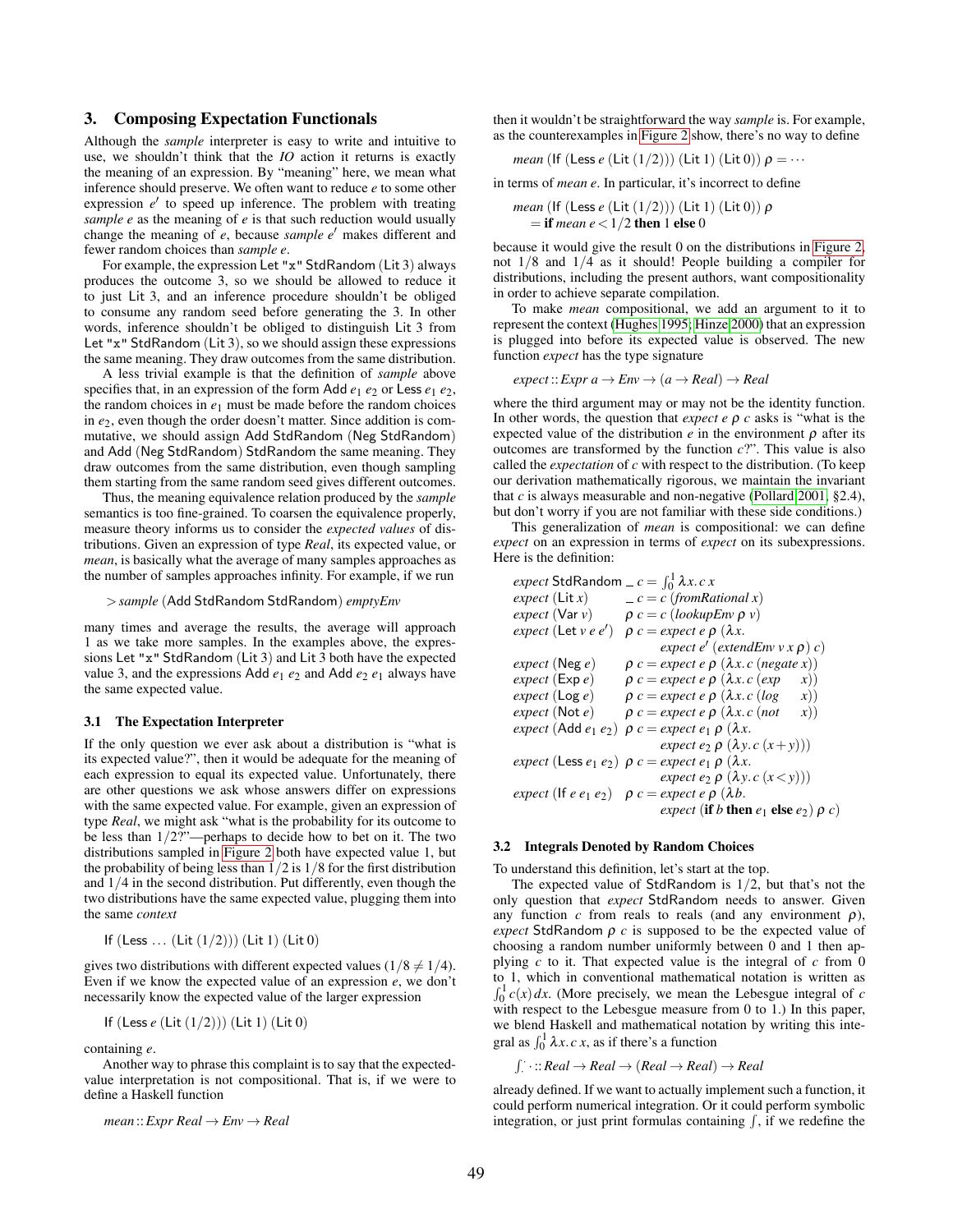## 3. Composing Expectation Functionals

Although the *sample* interpreter is easy to write and intuitive to use, we shouldn't think that the *IO* action it returns is exactly the meaning of an expression. By "meaning" here, we mean what inference should preserve. We often want to reduce *e* to some other expression *e′* to speed up inference. The problem with treating *sample e* as the meaning of *e* is that such reduction would usually change the meaning of *e*, because *sample e′* makes different and fewer random choices than *sample e*.

For example, the expression Let "x" StdRandom (Lit 3) always produces the outcome 3, so we should be allowed to reduce it to just Lit 3, and an inference procedure shouldn't be obliged to consume any random seed before generating the 3. In other words, inference shouldn't be obliged to distinguish Lit 3 from Let "x" StdRandom (Lit 3), so we should assign these expressions the same meaning. They draw outcomes from the same distribution.

A less trivial example is that the definition of *sample* above specifies that, in an expression of the form Add $e_1$ $e_2$ or Less $e_1$ $e_2$, the random choices in $e_1$ must be made before the random choices in $e_2$, even though the order doesn't matter. Since addition is commutative, we should assign Add StdRandom (Neg StdRandom) and Add (Neg StdRandom) StdRandom the same meaning. They draw outcomes from the same distribution, even though sampling them starting from the same random seed gives different outcomes.

Thus, the meaning equivalence relation produced by the *sample* semantics is too fine-grained. To coarsen the equivalence properly, measure theory informs us to consider the *expected values* of distributions. Given an expression of type *Real*, its expected value, or *mean*, is basically what the average of many samples approaches as the number of samples approaches infinity. For example, if we run

```
> sample (Add StdRandom StdRandom) emptyEnv
```

many times and average the results, the average will approach 1 as we take more samples. In the examples above, the expressions Let "x" StdRandom (Lit 3) and Lit 3 both have the expected value 3, and the expressions Add $e_1$ $e_2$ and Add $e_2$ $e_1$ always have the same expected value.

### 3.1 The Expectation Interpreter

If the only question we ever ask about a distribution is "what is its expected value?", then it would be adequate for the meaning of each expression to equal its expected value. Unfortunately, there are other questions we ask whose answers differ on expressions with the same expected value. For example, given an expression of type *Real*, we might ask "what is the probability for its outcome to be less than 1/2?"—perhaps to decide how to bet on it. The two distributions sampled in Figure 2 both have expected value 1, but the probability of being less than 1/2 is 1/8 for the first distribution and 1/4 in the second distribution. Put differently, even though the two distributions have the same expected value, plugging them into the same *context*

```
If (Less ... (Lit (1/2))) (Lit 1) (Lit 0)
```

gives two distributions with different expected values ($1/8 \neq 1/4$). Even if we know the expected value of an expression *e*, we don't necessarily know the expected value of the larger expression

```
If (Less e (Lit (1/2))) (Lit 1) (Lit 0)
```

containing *e*.

Another way to phrase this complaint is to say that the expected-value interpretation is not compositional. That is, if we were to define a Haskell function

```
mean :: Expr Real -> Env -> Real
```

then it wouldn't be straightforward the way *sample* is. For example, as the counterexamples in Figure 2 show, there's no way to define

```
mean (If (Less e (Lit (1/2))) (Lit 1) (Lit 0)) ρ = ···
```

in terms of *mean e*. In particular, it's incorrect to define

```
mean (If (Less e (Lit (1/2))) (Lit 1) (Lit 0)) ρ
  = if mean e < 1/2 then 1 else 0
```

because it would give the result 0 on the distributions in Figure 2, not 1/8 and 1/4 as it should! People building a compiler for distributions, including the present authors, want compositionality in order to achieve separate compilation.

To make *mean* compositional, we add an argument to it to represent the context (Hughes 1995; Hinze 2000) that an expression is plugged into before its expected value is observed. The new function *expect* has the type signature

```
expect :: Expr a -> Env -> (a -> Real) -> Real
```

where the third argument may or may not be the identity function. In other words, the question that *expect e ρ c* asks is "what is the expected value of the distribution *e* in the environment *ρ* after its outcomes are transformed by the function *c*?". This value is also called the *expectation* of *c* with respect to the distribution. (To keep our derivation mathematically rigorous, we maintain the invariant that *c* is always measurable and non-negative (Pollard 2001, §2.4), but don't worry if you are not familiar with these side conditions.)

This generalization of *mean* is compositional: we can define *expect* on an expression in terms of *expect* on its subexpressions. Here is the definition:

```
expect StdRandom  _ c = ∫₀¹ λx. c x
expect (Lit x)    _ c = c (fromRational x)
expect (Var v)    ρ c = c (lookupEnv ρ v)
expect (Let v e e') ρ c = expect e ρ (λx.
                            expect e' (extendEnv v x ρ) c)
expect (Neg e)    ρ c = expect e ρ (λx. c (negate x))
expect (Exp e)    ρ c = expect e ρ (λx. c (exp    x))
expect (Log e)    ρ c = expect e ρ (λx. c (log    x))
expect (Not e)    ρ c = expect e ρ (λx. c (not    x))
expect (Add e1 e2) ρ c = expect e1 ρ (λx.
                            expect e2 ρ (λy. c (x + y)))
expect (Less e1 e2) ρ c = expect e1 ρ (λx.
                            expect e2 ρ (λy. c (x < y)))
expect (If e e1 e2) ρ c = expect e ρ (λb.
                            expect (if b then e1 else e2) ρ c)
```

### 3.2 Integrals Denoted by Random Choices

To understand this definition, let's start at the top.

The expected value of StdRandom is 1/2, but that's not the only question that *expect* StdRandom needs to answer. Given any function *c* from reals to reals (and any environment *ρ*), *expect* StdRandom *ρ c* is supposed to be the expected value of choosing a random number uniformly between 0 and 1 then applying *c* to it. That expected value is the integral of *c* from 0 to 1, which in conventional mathematical notation is written as $\int_0^1 c(x)\,dx$. (More precisely, we mean the Lebesgue integral of *c* with respect to the Lebesgue measure from 0 to 1.) In this paper, we blend Haskell and mathematical notation by writing this integral as $\int_0^1 \lambda x.\, c\, x$, as if there's a function

$$\int_{\cdot}^{\cdot} :: Real \to Real \to (Real \to Real) \to Real$$

already defined. If we want to actually implement such a function, it could perform numerical integration. Or it could perform symbolic integration, or just print formulas containing $\int$, if we redefine the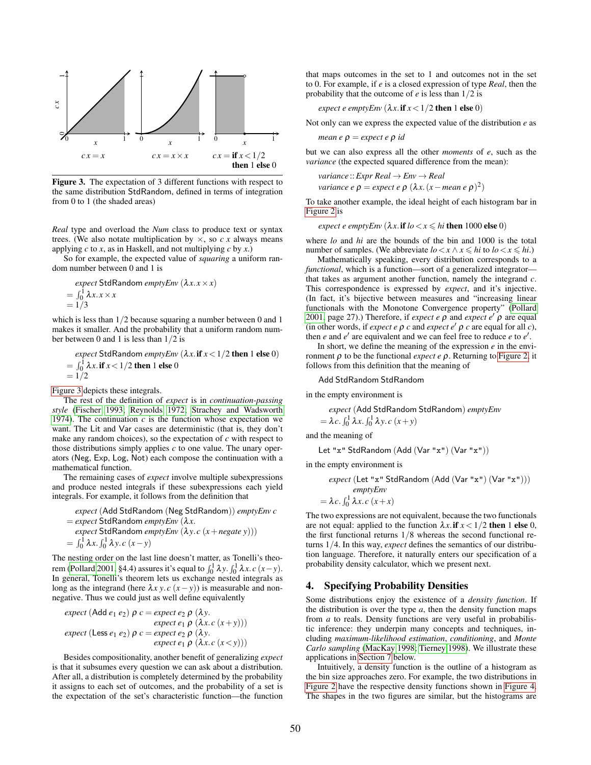Figure 3. The expectation of 3 different functions with respect to the same distribution StdRandom, defined in terms of integration from 0 to 1 (the shaded areas)

*Real* type and overload the *Num* class to produce text or syntax trees. (We also notate multiplication by $\times$, so $c\ x$ always means applying $c$ to $x$, as in Haskell, and not multiplying $c$ by $x$.)

So for example, the expected value of *squaring* a uniform random number between 0 and 1 is

$$\begin{aligned}&\textit{expect}\ \mathsf{StdRandom}\ \textit{emptyEnv}\ (\lambda x.\, x \times x)\\ =\ &\textstyle\int_0^1 \lambda x.\, x \times x\\ =\ &1/3\end{aligned}$$

which is less than $1/2$ because squaring a number between 0 and 1 makes it smaller. And the probability that a uniform random number between 0 and 1 is less than $1/2$ is

$$\begin{aligned}&\textit{expect}\ \mathsf{StdRandom}\ \textit{emptyEnv}\ (\lambda x.\, \textbf{if}\ x < 1/2\ \textbf{then}\ 1\ \textbf{else}\ 0)\\ =\ &\textstyle\int_0^1 \lambda x.\, \textbf{if}\ x < 1/2\ \textbf{then}\ 1\ \textbf{else}\ 0\\ =\ &1/2\end{aligned}$$

Figure 3 depicts these integrals.

The rest of the definition of *expect* is in *continuation-passing style* (Fischer 1993; Reynolds 1972; Strachey and Wadsworth 1974). The continuation $c$ is the function whose expectation we want. The Lit and Var cases are deterministic (that is, they don't make any random choices), so the expectation of $c$ with respect to those distributions simply applies $c$ to one value. The unary operators (Neg, Exp, Log, Not) each compose the continuation with a mathematical function.

The remaining cases of *expect* involve multiple subexpressions and produce nested integrals if these subexpressions each yield integrals. For example, it follows from the definition that

$$\begin{aligned}&\textit{expect}\ (\mathsf{Add}\ \mathsf{StdRandom}\ (\mathsf{Neg}\ \mathsf{StdRandom}))\ \textit{emptyEnv}\ c\\ =\ &\textit{expect}\ \mathsf{StdRandom}\ \textit{emptyEnv}\ (\lambda x.\\ &\textit{expect}\ \mathsf{StdRandom}\ \textit{emptyEnv}\ (\lambda y.\, c\ (x + \textit{negate}\ y)))\\ =\ &\textstyle\int_0^1 \lambda x.\, \int_0^1 \lambda y.\, c\ (x - y)\end{aligned}$$

The nesting order on the last line doesn't matter, as Tonelli's theorem (Pollard 2001, §4.4) assures it's equal to $\int_0^1 \lambda y.\, \int_0^1 \lambda x.\, c\ (x-y)$. In general, Tonelli's theorem lets us exchange nested integrals as long as the integrand (here $\lambda x\, y.\, c\ (x - y)$) is measurable and non-negative. Thus we could just as well define equivalently

$$\begin{aligned}\textit{expect}\ (\mathsf{Add}\ e_1\ e_2)\ \rho\ c &= \textit{expect}\ e_2\ \rho\ (\lambda y.\\ &\qquad \textit{expect}\ e_1\ \rho\ (\lambda x.\, c\ (x+y)))\\ \textit{expect}\ (\mathsf{Less}\ e_1\ e_2)\ \rho\ c &= \textit{expect}\ e_2\ \rho\ (\lambda y.\\ &\qquad \textit{expect}\ e_1\ \rho\ (\lambda x.\, c\ (x<y)))\end{aligned}$$

Besides compositionality, another benefit of generalizing *expect* is that it subsumes every question we can ask about a distribution. After all, a distribution is completely determined by the probability it assigns to each set of outcomes, and the probability of a set is the expectation of the set's characteristic function—the function that maps outcomes in the set to 1 and outcomes not in the set to 0. For example, if $e$ is a closed expression of type *Real*, then the probability that the outcome of $e$ is less than $1/2$ is

$$\textit{expect}\ e\ \textit{emptyEnv}\ (\lambda x.\, \textbf{if}\ x < 1/2\ \textbf{then}\ 1\ \textbf{else}\ 0)$$

Not only can we express the expected value of the distribution $e$ as

$$\textit{mean}\ e\ \rho = \textit{expect}\ e\ \rho\ \textit{id}$$

but we can also express all the other *moments* of $e$, such as the *variance* (the expected squared difference from the mean):

$$\begin{aligned}&\textit{variance} :: \textit{Expr Real} \rightarrow \textit{Env} \rightarrow \textit{Real}\\ &\textit{variance}\ e\ \rho = \textit{expect}\ e\ \rho\ (\lambda x.\, (x - \textit{mean}\ e\ \rho)^2)\end{aligned}$$

To take another example, the ideal height of each histogram bar in Figure 2 is

$$\textit{expect}\ e\ \textit{emptyEnv}\ (\lambda x.\, \textbf{if}\ \textit{lo} < x \leqslant \textit{hi}\ \textbf{then}\ 1000\ \textbf{else}\ 0)$$

where *lo* and *hi* are the bounds of the bin and 1000 is the total number of samples. (We abbreviate $\textit{lo} < x \wedge x \leqslant \textit{hi}$ to $\textit{lo} < x \leqslant \textit{hi}$.)

Mathematically speaking, every distribution corresponds to a *functional*, which is a function—sort of a generalized integrator—that takes as argument another function, namely the integrand $c$. This correspondence is expressed by *expect*, and it's injective. (In fact, it's bijective between measures and "increasing linear functionals with the Monotone Convergence property" (Pollard 2001, page 27).) Therefore, if $\textit{expect}\ e\ \rho$ and $\textit{expect}\ e'\ \rho$ are equal (in other words, if $\textit{expect}\ e\ \rho\ c$ and $\textit{expect}\ e'\ \rho\ c$ are equal for all $c$), then $e$ and $e'$ are equivalent and we can feel free to reduce $e$ to $e'$.

In short, we define the meaning of the expression $e$ in the environment $\rho$ to be the functional $\textit{expect}\ e\ \rho$. Returning to Figure 2, it follows from this definition that the meaning of

```
Add StdRandom StdRandom
```

in the empty environment is

$$\begin{aligned}&\textit{expect}\ (\mathsf{Add}\ \mathsf{StdRandom}\ \mathsf{StdRandom})\ \textit{emptyEnv}\\ =\ &\lambda c.\, \textstyle\int_0^1 \lambda x.\, \int_0^1 \lambda y.\, c\ (x+y)\end{aligned}$$

and the meaning of

```
Let "x" StdRandom (Add (Var "x") (Var "x"))
```

in the empty environment is

$$\begin{aligned}&\textit{expect}\ (\mathsf{Let}\ \texttt{"x"}\ \mathsf{StdRandom}\ (\mathsf{Add}\ (\mathsf{Var}\ \texttt{"x"})\ (\mathsf{Var}\ \texttt{"x"})))\\ &\qquad \textit{emptyEnv}\\ =\ &\lambda c.\, \textstyle\int_0^1 \lambda x.\, c\ (x+x)\end{aligned}$$

The two expressions are not equivalent, because the two functionals are not equal: applied to the function $\lambda x.\, \textbf{if}\ x < 1/2\ \textbf{then}\ 1\ \textbf{else}\ 0$, the first functional returns $1/8$ whereas the second functional returns $1/4$. In this way, *expect* defines the semantics of our distribution language. Therefore, it naturally enters our specification of a probability density calculator, which we present next.

## 4. Specifying Probability Densities

Some distributions enjoy the existence of a *density function*. If the distribution is over the type $a$, then the density function maps from $a$ to reals. Density functions are very useful in probabilistic inference: they underpin many concepts and techniques, including *maximum-likelihood estimation*, *conditioning*, and *Monte Carlo sampling* (MacKay 1998; Tierney 1998). We illustrate these applications in Section 7 below.

Intuitively, a density function is the outline of a histogram as the bin size approaches zero. For example, the two distributions in Figure 2 have the respective density functions shown in Figure 4. The shapes in the two figures are similar, but the histograms are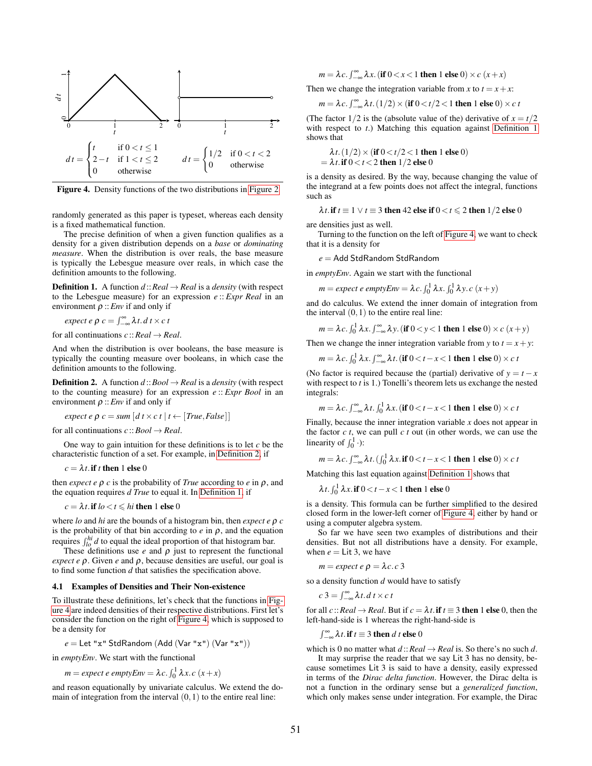$$d\ t = \begin{cases} t & \text{if } 0 < t \leq 1 \\ 2-t & \text{if } 1 < t \leq 2 \\ 0 & \text{otherwise} \end{cases} \qquad d\ t = \begin{cases} 1/2 & \text{if } 0 < t < 2 \\ 0 & \text{otherwise} \end{cases}$$

**Figure 4.** Density functions of the two distributions in Figure 2

randomly generated as this paper is typeset, whereas each density is a fixed mathematical function.

The precise definition of when a given function qualifies as a density for a given distribution depends on a *base* or *dominating measure*. When the distribution is over reals, the base measure is typically the Lebesgue measure over reals, in which case the definition amounts to the following.

**Definition 1.** A function $d :: Real \to Real$ is a *density* (with respect to the Lebesgue measure) for an expression $e :: Expr\ Real$ in an environment $\rho :: Env$ if and only if

$$expect\ e\ \rho\ c = \int_{-\infty}^{\infty} \lambda t.\ d\ t \times c\ t$$

for all continuations $c :: Real \to Real$.

And when the distribution is over booleans, the base measure is typically the counting measure over booleans, in which case the definition amounts to the following.

**Definition 2.** A function $d :: Bool \to Real$ is a *density* (with respect to the counting measure) for an expression $e :: Expr\ Bool$ in an environment $\rho :: Env$ if and only if

$$expect\ e\ \rho\ c = sum\ [d\ t \times c\ t \mid t \leftarrow [True, False]]$$

for all continuations $c :: Bool \to Real$.

One way to gain intuition for these definitions is to let $c$ be the characteristic function of a set. For example, in Definition 2, if

$$c = \lambda t.\ \mathbf{if}\ t\ \mathbf{then}\ 1\ \mathbf{else}\ 0$$

then $expect\ e\ \rho\ c$ is the probability of $True$ according to $e$ in $\rho$, and the equation requires $d\ True$ to equal it. In Definition 1, if

$$c = \lambda t.\ \mathbf{if}\ lo < t \leqslant hi\ \mathbf{then}\ 1\ \mathbf{else}\ 0$$

where $lo$ and $hi$ are the bounds of a histogram bin, then $expect\ e\ \rho\ c$ is the probability of that bin according to $e$ in $\rho$, and the equation requires $\int_{lo}^{hi} d$ to equal the ideal proportion of that histogram bar.

These definitions use $e$ and $\rho$ just to represent the functional $expect\ e\ \rho$. Given $e$ and $\rho$, because densities are useful, our goal is to find some function $d$ that satisfies the specification above.

### 4.1 Examples of Densities and Their Non-existence

To illustrate these definitions, let's check that the functions in Figure 4 are indeed densities of their respective distributions. First let's consider the function on the right of Figure 4, which is supposed to be a density for

$$e = \mathsf{Let\ "x"\ StdRandom\ (Add\ (Var\ "x")\ (Var\ "x"))}$$

in $emptyEnv$. We start with the functional

$$m = expect\ e\ emptyEnv = \lambda c.\ \int_0^1 \lambda x.\ c\ (x + x)$$

and reason equationally by univariate calculus. We extend the domain of integration from the interval $(0,1)$ to the entire real line:

$$m = \lambda c.\ \int_{-\infty}^{\infty} \lambda x.\ (\mathbf{if}\ 0 < x < 1\ \mathbf{then}\ 1\ \mathbf{else}\ 0) \times c\ (x + x)$$

Then we change the integration variable from $x$ to $t = x + x$:

$$m = \lambda c.\ \int_{-\infty}^{\infty} \lambda t.\ (1/2) \times (\mathbf{if}\ 0 < t/2 < 1\ \mathbf{then}\ 1\ \mathbf{else}\ 0) \times c\ t$$

(The factor $1/2$ is the (absolute value of the) derivative of $x = t/2$ with respect to $t$.) Matching this equation against Definition 1 shows that

$$\begin{aligned} &\lambda t.\ (1/2) \times (\mathbf{if}\ 0 < t/2 < 1\ \mathbf{then}\ 1\ \mathbf{else}\ 0) \\ =\ &\lambda t.\ \mathbf{if}\ 0 < t < 2\ \mathbf{then}\ 1/2\ \mathbf{else}\ 0 \end{aligned}$$

is a density as desired. By the way, because changing the value of the integrand at a few points does not affect the integral, functions such as

$$\lambda t.\ \mathbf{if}\ t \equiv 1 \lor t \equiv 3\ \mathbf{then}\ 42\ \mathbf{else\ if}\ 0 < t \leqslant 2\ \mathbf{then}\ 1/2\ \mathbf{else}\ 0$$

are densities just as well.

Turning to the function on the left of Figure 4, we want to check that it is a density for

$$e = \mathsf{Add\ StdRandom\ StdRandom}$$

in $emptyEnv$. Again we start with the functional

$$m = expect\ e\ emptyEnv = \lambda c.\ \int_0^1 \lambda x.\ \int_0^1 \lambda y.\ c\ (x + y)$$

and do calculus. We extend the inner domain of integration from the interval $(0,1)$ to the entire real line:

$$m = \lambda c.\ \int_0^1 \lambda x.\ \int_{-\infty}^{\infty} \lambda y.\ (\mathbf{if}\ 0 < y < 1\ \mathbf{then}\ 1\ \mathbf{else}\ 0) \times c\ (x + y)$$

Then we change the inner integration variable from $y$ to $t = x + y$:

$$m = \lambda c.\ \int_0^1 \lambda x.\ \int_{-\infty}^{\infty} \lambda t.\ (\mathbf{if}\ 0 < t - x < 1\ \mathbf{then}\ 1\ \mathbf{else}\ 0) \times c\ t$$

(No factor is required because the (partial) derivative of $y = t - x$ with respect to $t$ is 1.) Tonelli's theorem lets us exchange the nested integrals:

$$m = \lambda c.\ \int_{-\infty}^{\infty} \lambda t.\ \int_0^1 \lambda x.\ (\mathbf{if}\ 0 < t - x < 1\ \mathbf{then}\ 1\ \mathbf{else}\ 0) \times c\ t$$

Finally, because the inner integration variable $x$ does not appear in the factor $c\ t$, we can pull $c\ t$ out (in other words, we can use the linearity of $\int_0^1 \cdot$):

$$m = \lambda c.\ \int_{-\infty}^{\infty} \lambda t.\ (\int_0^1 \lambda x.\ \mathbf{if}\ 0 < t - x < 1\ \mathbf{then}\ 1\ \mathbf{else}\ 0) \times c\ t$$

Matching this last equation against Definition 1 shows that

$$\lambda t.\ \int_0^1 \lambda x.\ \mathbf{if}\ 0 < t - x < 1\ \mathbf{then}\ 1\ \mathbf{else}\ 0$$

is a density. This formula can be further simplified to the desired closed form in the lower-left corner of Figure 4, either by hand or using a computer algebra system.

So far we have seen two examples of distributions and their densities. But not all distributions have a density. For example, when $e = \mathsf{Lit}\ 3$, we have

$$m = expect\ e\ \rho = \lambda c.\ c\ 3$$

so a density function $d$ would have to satisfy

$$c\ 3 = \int_{-\infty}^{\infty} \lambda t.\ d\ t \times c\ t$$

for all $c :: Real \to Real$. But if $c = \lambda t.\ \mathbf{if}\ t \equiv 3\ \mathbf{then}\ 1\ \mathbf{else}\ 0$, then the left-hand-side is 1 whereas the right-hand-side is

$$\int_{-\infty}^{\infty} \lambda t.\ \mathbf{if}\ t \equiv 3\ \mathbf{then}\ d\ t\ \mathbf{else}\ 0$$

which is 0 no matter what $d :: Real \to Real$ is. So there's no such $d$.

It may surprise the reader that we say $\mathsf{Lit}\ 3$ has no density, because sometimes $\mathsf{Lit}\ 3$ is said to have a density, easily expressed in terms of the *Dirac delta function*. However, the Dirac delta is not a function in the ordinary sense but a *generalized function*, which only makes sense under integration. For example, the Dirac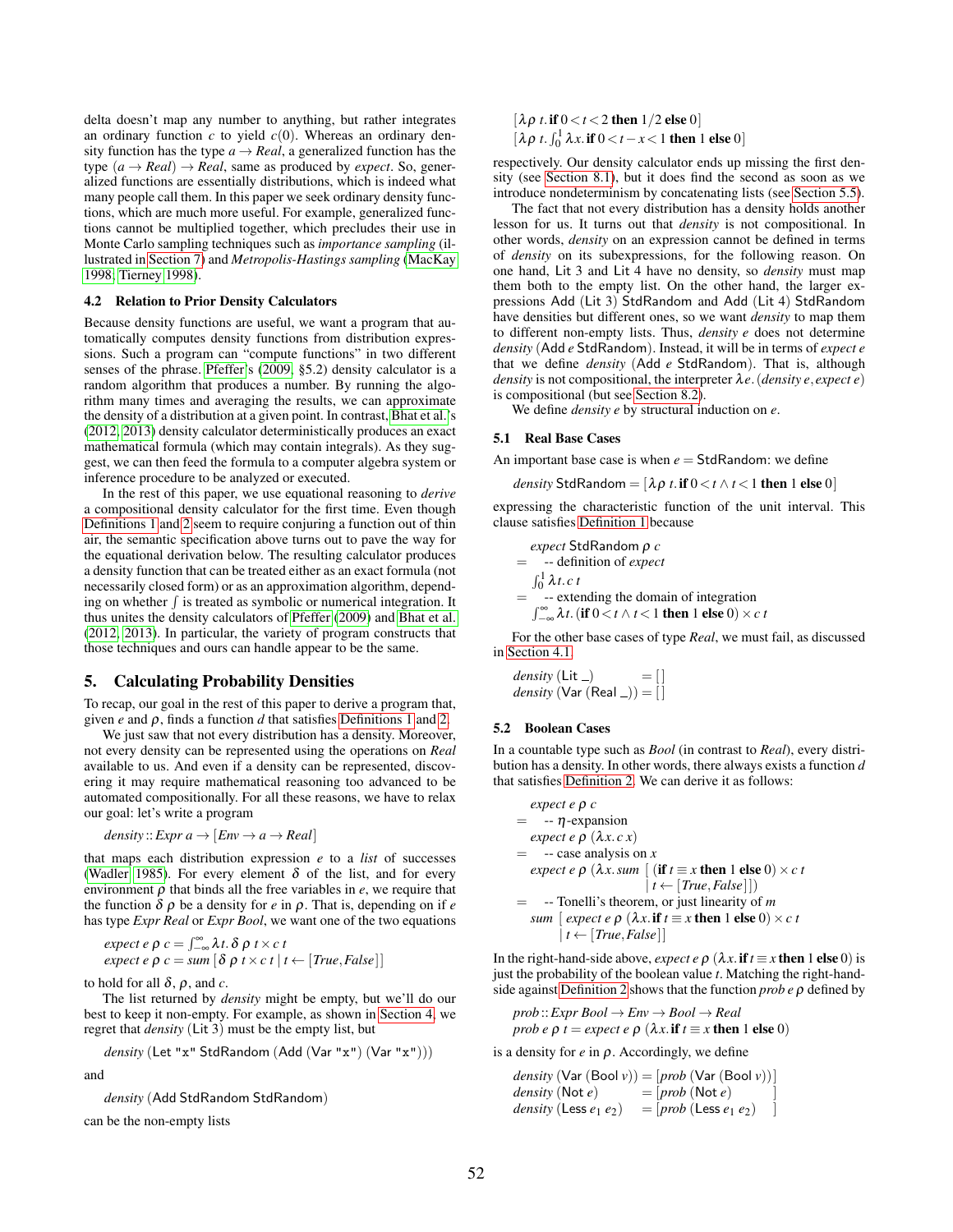delta doesn't map any number to anything, but rather integrates an ordinary function $c$ to yield $c(0)$. Whereas an ordinary density function has the type $a \to Real$, a generalized function has the type $(a \to Real) \to Real$, same as produced by *expect*. So, generalized functions are essentially distributions, which is indeed what many people call them. In this paper we seek ordinary density functions, which are much more useful. For example, generalized functions cannot be multiplied together, which precludes their use in Monte Carlo sampling techniques such as *importance sampling* (illustrated in Section 7) and *Metropolis-Hastings sampling* (MacKay 1998; Tierney 1998).

### 4.2 Relation to Prior Density Calculators

Because density functions are useful, we want a program that automatically computes density functions from distribution expressions. Such a program can "compute functions" in two different senses of the phrase. Pfeffer's (2009, §5.2) density calculator is a random algorithm that produces a number. By running the algorithm many times and averaging the results, we can approximate the density of a distribution at a given point. In contrast, Bhat et al.'s (2012, 2013) density calculator deterministically produces an exact mathematical formula (which may contain integrals). As they suggest, we can then feed the formula to a computer algebra system or inference procedure to be analyzed or executed.

In the rest of this paper, we use equational reasoning to *derive* a compositional density calculator for the first time. Even though Definitions 1 and 2 seem to require conjuring a function out of thin air, the semantic specification above turns out to pave the way for the equational derivation below. The resulting calculator produces a density function that can be treated either as an exact formula (not necessarily closed form) or as an approximation algorithm, depending on whether $\int$ is treated as symbolic or numerical integration. It thus unites the density calculators of Pfeffer (2009) and Bhat et al. (2012, 2013). In particular, the variety of program constructs that those techniques and ours can handle appear to be the same.

## 5. Calculating Probability Densities

To recap, our goal in the rest of this paper to derive a program that, given $e$ and $\rho$, finds a function $d$ that satisfies Definitions 1 and 2.

We just saw that not every distribution has a density. Moreover, not every density can be represented using the operations on *Real* available to us. And even if a density can be represented, discovering it may require mathematical reasoning too advanced to be automated compositionally. For all these reasons, we have to relax our goal: let's write a program

$$density :: Expr\ a \to [Env \to a \to Real]$$

that maps each distribution expression $e$ to a *list* of successes (Wadler 1985). For every element $\delta$ of the list, and for every environment $\rho$ that binds all the free variables in $e$, we require that the function $\delta\ \rho$ be a density for $e$ in $\rho$. That is, depending on if $e$ has type *Expr Real* or *Expr Bool*, we want one of the two equations

$$expect\ e\ \rho\ c = \textstyle\int_{-\infty}^{\infty} \lambda t.\, \delta\ \rho\ t \times c\ t$$
$$expect\ e\ \rho\ c = sum\ [\delta\ \rho\ t \times c\ t \mid t \leftarrow [True, False]]$$

to hold for all $\delta$, $\rho$, and $c$.

The list returned by *density* might be empty, but we'll do our best to keep it non-empty. For example, as shown in Section 4, we regret that *density* (Lit 3) must be the empty list, but

```
density (Let "x" StdRandom (Add (Var "x") (Var "x")))
```

and

```
density (Add StdRandom StdRandom)
```

can be the non-empty lists

$$[\lambda\rho\ t.\, \textbf{if}\ 0 < t < 2\ \textbf{then}\ 1/2\ \textbf{else}\ 0]$$
$$[\lambda\rho\ t.\, \textstyle\int_0^1 \lambda x.\, \textbf{if}\ 0 < t - x < 1\ \textbf{then}\ 1\ \textbf{else}\ 0]$$

respectively. Our density calculator ends up missing the first density (see Section 8.1), but it does find the second as soon as we introduce nondeterminism by concatenating lists (see Section 5.5).

The fact that not every distribution has a density holds another lesson for us. It turns out that *density* is not compositional. In other words, *density* on an expression cannot be defined in terms of *density* on its subexpressions, for the following reason. On one hand, Lit 3 and Lit 4 have no density, so *density* must map them both to the empty list. On the other hand, the larger expressions Add (Lit 3) StdRandom and Add (Lit 4) StdRandom have densities but different ones, so we want *density* to map them to different non-empty lists. Thus, *density e* does not determine *density* (Add $e$ StdRandom). Instead, it will be in terms of *expect e* that we define *density* (Add $e$ StdRandom). That is, although *density* is not compositional, the interpreter $\lambda e.(density\ e, expect\ e)$ is compositional (but see Section 8.2).

We define *density e* by structural induction on $e$.

### 5.1 Real Base Cases

An important base case is when $e$ = StdRandom: we define

$$density\ \mathsf{StdRandom} = [\lambda\rho\ t.\, \textbf{if}\ 0 < t \wedge t < 1\ \textbf{then}\ 1\ \textbf{else}\ 0]$$

expressing the characteristic function of the unit interval. This clause satisfies Definition 1 because

$$
\begin{aligned}
& expect\ \mathsf{StdRandom}\ \rho\ c \\
= \quad & \text{-- definition of } expect \\
& \textstyle\int_0^1 \lambda t.\, c\ t \\
= \quad & \text{-- extending the domain of integration} \\
& \textstyle\int_{-\infty}^{\infty} \lambda t.\, (\textbf{if}\ 0 < t \wedge t < 1\ \textbf{then}\ 1\ \textbf{else}\ 0) \times c\ t
\end{aligned}
$$

For the other base cases of type *Real*, we must fail, as discussed in Section 4.1.

```
density (Lit _)          = []
density (Var (Real _))   = []
```

### 5.2 Boolean Cases

In a countable type such as *Bool* (in contrast to *Real*), every distribution has a density. In other words, there always exists a function $d$ that satisfies Definition 2. We can derive it as follows:

$$
\begin{aligned}
& expect\ e\ \rho\ c \\
= \quad & \text{-- } \eta\text{-expansion} \\
& expect\ e\ \rho\ (\lambda x.\, c\ x) \\
= \quad & \text{-- case analysis on } x \\
& expect\ e\ \rho\ (\lambda x.\, sum\ [\, (\textbf{if}\ t \equiv x\ \textbf{then}\ 1\ \textbf{else}\ 0) \times c\ t \\
& \qquad\qquad\qquad\qquad \mid t \leftarrow [True, False]\,]) \\
= \quad & \text{-- Tonelli's theorem, or just linearity of } m \\
& sum\ [\, expect\ e\ \rho\ (\lambda x.\, \textbf{if}\ t \equiv x\ \textbf{then}\ 1\ \textbf{else}\ 0) \times c\ t \\
& \qquad \mid t \leftarrow [True, False]\,]
\end{aligned}
$$

In the right-hand-side above, $expect\ e\ \rho\ (\lambda x.\, \textbf{if}\ t \equiv x\ \textbf{then}\ 1\ \textbf{else}\ 0)$ is just the probability of the boolean value $t$. Matching the right-hand-side against Definition 2 shows that the function *prob* $e\ \rho$ defined by

$$prob :: Expr\ Bool \to Env \to Bool \to Real$$
$$prob\ e\ \rho\ t = expect\ e\ \rho\ (\lambda x.\, \textbf{if}\ t \equiv x\ \textbf{then}\ 1\ \textbf{else}\ 0)$$

is a density for $e$ in $\rho$. Accordingly, we define

```
density (Var (Bool v)) = [prob (Var (Bool v))]
density (Not e)        = [prob (Not e)       ]
density (Less e1 e2)   = [prob (Less e1 e2)  ]
```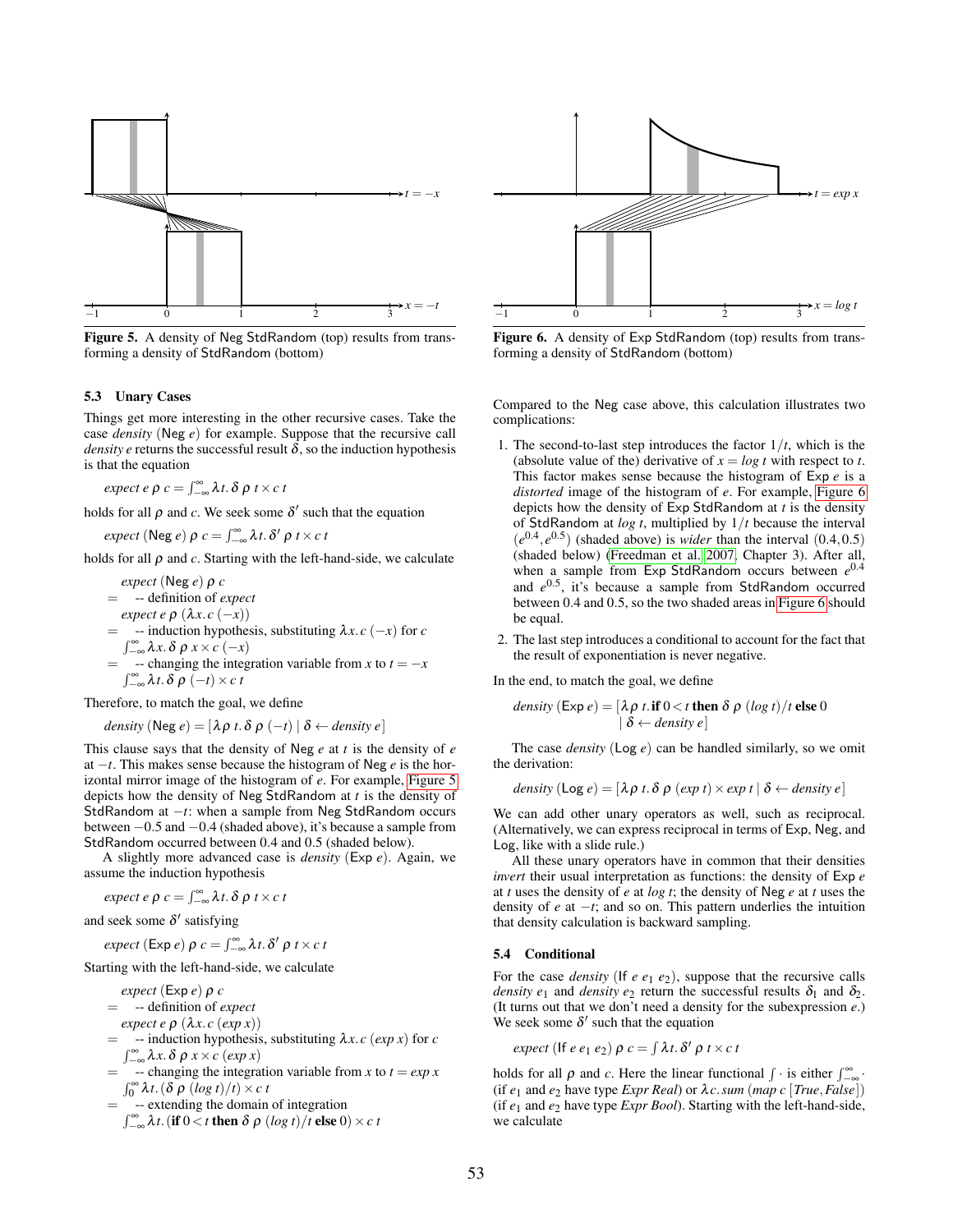Figure 5. A density of Neg StdRandom (top) results from transforming a density of StdRandom (bottom)

Figure 6. A density of Exp StdRandom (top) results from transforming a density of StdRandom (bottom)

### 5.3 Unary Cases

Things get more interesting in the other recursive cases. Take the case *density* (Neg *e*) for example. Suppose that the recursive call *density e* returns the successful result $\delta$, so the induction hypothesis is that the equation

$$expect\ e\ \rho\ c = \int_{-\infty}^{\infty} \lambda t.\, \delta\ \rho\ t \times c\ t$$

holds for all $\rho$ and $c$. We seek some $\delta'$ such that the equation

$$expect\ (\mathsf{Neg}\ e)\ \rho\ c = \int_{-\infty}^{\infty} \lambda t.\, \delta'\ \rho\ t \times c\ t$$

holds for all $\rho$ and $c$. Starting with the left-hand-side, we calculate

$$\begin{aligned}
& expect\ (\mathsf{Neg}\ e)\ \rho\ c \\
=\ & \text{-- definition of } expect \\
& expect\ e\ \rho\ (\lambda x.\, c\ (-x)) \\
=\ & \text{-- induction hypothesis, substituting } \lambda x.\, c\ (-x) \text{ for } c \\
& \int_{-\infty}^{\infty} \lambda x.\, \delta\ \rho\ x \times c\ (-x) \\
=\ & \text{-- changing the integration variable from } x \text{ to } t = -x \\
& \int_{-\infty}^{\infty} \lambda t.\, \delta\ \rho\ (-t) \times c\ t
\end{aligned}$$

Therefore, to match the goal, we define

$$density\ (\mathsf{Neg}\ e) = [\lambda \rho\ t.\, \delta\ \rho\ (-t) \mid \delta \leftarrow density\ e]$$

This clause says that the density of Neg $e$ at $t$ is the density of $e$ at $-t$. This makes sense because the histogram of Neg $e$ is the horizontal mirror image of the histogram of $e$. For example, Figure 5 depicts how the density of Neg StdRandom at $t$ is the density of StdRandom at $-t$: when a sample from Neg StdRandom occurs between $-0.5$ and $-0.4$ (shaded above), it's because a sample from StdRandom occurred between 0.4 and 0.5 (shaded below).

A slightly more advanced case is *density* (Exp *e*). Again, we assume the induction hypothesis

$$expect\ e\ \rho\ c = \int_{-\infty}^{\infty} \lambda t.\, \delta\ \rho\ t \times c\ t$$

and seek some $\delta'$ satisfying

$$expect\ (\mathsf{Exp}\ e)\ \rho\ c = \int_{-\infty}^{\infty} \lambda t.\, \delta'\ \rho\ t \times c\ t$$

Starting with the left-hand-side, we calculate

$$\begin{aligned}
& expect\ (\mathsf{Exp}\ e)\ \rho\ c \\
=\ & \text{-- definition of } expect \\
& expect\ e\ \rho\ (\lambda x.\, c\ (exp\ x)) \\
=\ & \text{-- induction hypothesis, substituting } \lambda x.\, c\ (exp\ x) \text{ for } c \\
& \int_{-\infty}^{\infty} \lambda x.\, \delta\ \rho\ x \times c\ (exp\ x) \\
=\ & \text{-- changing the integration variable from } x \text{ to } t = exp\ x \\
& \int_{0}^{\infty} \lambda t.\, (\delta\ \rho\ (log\ t)/t) \times c\ t \\
=\ & \text{-- extending the domain of integration} \\
& \int_{-\infty}^{\infty} \lambda t.\, (\textbf{if } 0 < t \textbf{ then } \delta\ \rho\ (log\ t)/t \textbf{ else } 0) \times c\ t
\end{aligned}$$

Compared to the Neg case above, this calculation illustrates two complications:

1. The second-to-last step introduces the factor $1/t$, which is the (absolute value of the) derivative of $x = log\ t$ with respect to $t$. This factor makes sense because the histogram of Exp $e$ is a *distorted* image of the histogram of $e$. For example, Figure 6 depicts how the density of Exp StdRandom at $t$ is the density of StdRandom at $log\ t$, multiplied by $1/t$ because the interval $(e^{0.4}, e^{0.5})$ (shaded above) is *wider* than the interval $(0.4, 0.5)$ (shaded below) (Freedman et al. 2007, Chapter 3). After all, when a sample from Exp StdRandom occurs between $e^{0.4}$ and $e^{0.5}$, it's because a sample from StdRandom occurred between 0.4 and 0.5, so the two shaded areas in Figure 6 should be equal.
2. The last step introduces a conditional to account for the fact that the result of exponentiation is never negative.

In the end, to match the goal, we define

$$\begin{aligned}
density\ (\mathsf{Exp}\ e) = [&\lambda \rho\ t.\, \textbf{if } 0 < t \textbf{ then } \delta\ \rho\ (log\ t)/t \textbf{ else } 0 \\
&\mid \delta \leftarrow density\ e]
\end{aligned}$$

The case *density* (Log *e*) can be handled similarly, so we omit the derivation:

$$density\ (\mathsf{Log}\ e) = [\lambda \rho\ t.\, \delta\ \rho\ (exp\ t) \times exp\ t \mid \delta \leftarrow density\ e]$$

We can add other unary operators as well, such as reciprocal. (Alternatively, we can express reciprocal in terms of Exp, Neg, and Log, like with a slide rule.)

All these unary operators have in common that their densities *invert* their usual interpretation as functions: the density of Exp $e$ at $t$ uses the density of $e$ at $log\ t$; the density of Neg $e$ at $t$ uses the density of $e$ at $-t$; and so on. This pattern underlies the intuition that density calculation is backward sampling.

### 5.4 Conditional

For the case *density* (If $e\ e_1\ e_2$), suppose that the recursive calls *density* $e_1$ and *density* $e_2$ return the successful results $\delta_1$ and $\delta_2$. (It turns out that we don't need a density for the subexpression $e$.) We seek some $\delta'$ such that the equation

$$expect\ (\mathsf{If}\ e\ e_1\ e_2)\ \rho\ c = \int \lambda t.\, \delta'\ \rho\ t \times c\ t$$

holds for all $\rho$ and $c$. Here the linear functional $\int \cdot$ is either $\int_{-\infty}^{\infty} \cdot$ (if $e_1$ and $e_2$ have type *Expr Real*) or $\lambda c.\, sum\ (map\ c\ [True, False])$ (if $e_1$ and $e_2$ have type *Expr Bool*). Starting with the left-hand-side, we calculate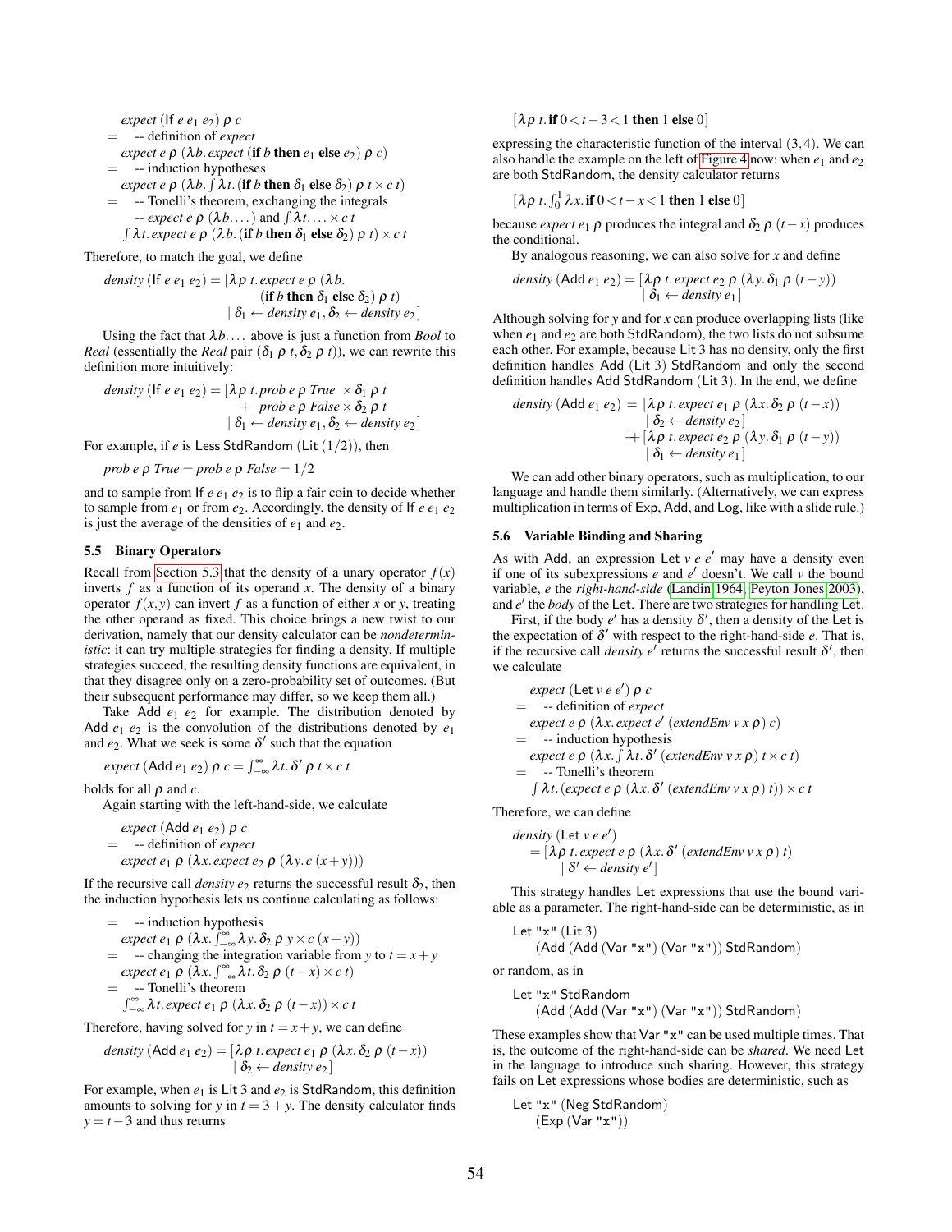$$
\begin{aligned}
& \textit{expect}\ (\mathsf{If}\ e\ e_1\ e_2)\ \rho\ c \\
=\ & \quad \text{-- definition of } \textit{expect} \\
& \textit{expect}\ e\ \rho\ (\lambda b.\, \textit{expect}\ (\textbf{if}\ b\ \textbf{then}\ e_1\ \textbf{else}\ e_2)\ \rho\ c) \\
=\ & \quad \text{-- induction hypotheses} \\
& \textit{expect}\ e\ \rho\ (\lambda b.\textstyle\int \lambda t.\, (\textbf{if}\ b\ \textbf{then}\ \delta_1\ \textbf{else}\ \delta_2)\ \rho\ t \times c\ t) \\
=\ & \quad \text{-- Tonelli's theorem, exchanging the integrals} \\
& \quad \text{-- } \textit{expect}\ e\ \rho\ (\lambda b.\dots) \text{ and } \textstyle\int \lambda t.\dots \times c\ t \\
& \textstyle\int \lambda t.\, \textit{expect}\ e\ \rho\ (\lambda b.\, (\textbf{if}\ b\ \textbf{then}\ \delta_1\ \textbf{else}\ \delta_2)\ \rho\ t) \times c\ t
\end{aligned}
$$

Therefore, to match the goal, we define

$$
\begin{aligned}
\textit{density}\ (\mathsf{If}\ e\ e_1\ e_2) = [\lambda\rho\ t.\, & \textit{expect}\ e\ \rho\ (\lambda b. \\
& (\textbf{if}\ b\ \textbf{then}\ \delta_1\ \textbf{else}\ \delta_2)\ \rho\ t) \\
& \mid \delta_1 \leftarrow \textit{density}\ e_1, \delta_2 \leftarrow \textit{density}\ e_2]
\end{aligned}
$$

Using the fact that $\lambda b.\dots$ above is just a function from *Bool* to *Real* (essentially the *Real* pair $(\delta_1\ \rho\ t, \delta_2\ \rho\ t)$), we can rewrite this definition more intuitively:

$$
\begin{aligned}
\textit{density}\ (\mathsf{If}\ e\ e_1\ e_2) = [\lambda\rho\ t.\, & \textit{prob}\ e\ \rho\ \textit{True}\ \times \delta_1\ \rho\ t \\
& +\ \textit{prob}\ e\ \rho\ \textit{False} \times \delta_2\ \rho\ t \\
& \mid \delta_1 \leftarrow \textit{density}\ e_1, \delta_2 \leftarrow \textit{density}\ e_2]
\end{aligned}
$$

For example, if $e$ is $\mathsf{Less\ StdRandom\ (Lit}\ (1/2))$, then

$$\textit{prob}\ e\ \rho\ \textit{True} = \textit{prob}\ e\ \rho\ \textit{False} = 1/2$$

and to sample from $\mathsf{If}\ e\ e_1\ e_2$ is to flip a fair coin to decide whether to sample from $e_1$ or from $e_2$. Accordingly, the density of $\mathsf{If}\ e\ e_1\ e_2$ is just the average of the densities of $e_1$ and $e_2$.

### 5.5 Binary Operators

Recall from Section 5.3 that the density of a unary operator $f(x)$ inverts $f$ as a function of its operand $x$. The density of a binary operator $f(x,y)$ can invert $f$ as a function of either $x$ or $y$, treating the other operand as fixed. This choice brings a new twist to our derivation, namely that our density calculator can be *nondeterministic*: it can try multiple strategies for finding a density. If multiple strategies succeed, the resulting density functions are equivalent, in that they disagree only on a zero-probability set of outcomes. (But their subsequent performance may differ, so we keep them all.)

Take $\mathsf{Add}\ e_1\ e_2$ for example. The distribution denoted by $\mathsf{Add}\ e_1\ e_2$ is the convolution of the distributions denoted by $e_1$ and $e_2$. What we seek is some $\delta'$ such that the equation

$$\textit{expect}\ (\mathsf{Add}\ e_1\ e_2)\ \rho\ c = \textstyle\int_{-\infty}^{\infty} \lambda t.\, \delta'\ \rho\ t \times c\ t$$

holds for all $\rho$ and $c$.

Again starting with the left-hand-side, we calculate

$$
\begin{aligned}
& \textit{expect}\ (\mathsf{Add}\ e_1\ e_2)\ \rho\ c \\
=\ & \quad \text{-- definition of } \textit{expect} \\
& \textit{expect}\ e_1\ \rho\ (\lambda x.\, \textit{expect}\ e_2\ \rho\ (\lambda y.\, c\ (x+y)))
\end{aligned}
$$

If the recursive call $\textit{density}\ e_2$ returns the successful result $\delta_2$, then the induction hypothesis lets us continue calculating as follows:

$$
\begin{aligned}
=\ & \quad \text{-- induction hypothesis} \\
& \textit{expect}\ e_1\ \rho\ (\lambda x.\textstyle\int_{-\infty}^{\infty} \lambda y.\, \delta_2\ \rho\ y \times c\ (x+y)) \\
=\ & \quad \text{-- changing the integration variable from } y \text{ to } t = x+y \\
& \textit{expect}\ e_1\ \rho\ (\lambda x.\textstyle\int_{-\infty}^{\infty} \lambda t.\, \delta_2\ \rho\ (t-x) \times c\ t) \\
=\ & \quad \text{-- Tonelli's theorem} \\
& \textstyle\int_{-\infty}^{\infty} \lambda t.\, \textit{expect}\ e_1\ \rho\ (\lambda x.\, \delta_2\ \rho\ (t-x)) \times c\ t
\end{aligned}
$$

Therefore, having solved for $y$ in $t = x+y$, we can define

$$
\begin{aligned}
\textit{density}\ (\mathsf{Add}\ e_1\ e_2) = [\lambda\rho\ t.\, & \textit{expect}\ e_1\ \rho\ (\lambda x.\, \delta_2\ \rho\ (t-x)) \\
& \mid \delta_2 \leftarrow \textit{density}\ e_2]
\end{aligned}
$$

For example, when $e_1$ is $\mathsf{Lit}\ 3$ and $e_2$ is $\mathsf{StdRandom}$, this definition amounts to solving for $y$ in $t = 3+y$. The density calculator finds $y = t-3$ and thus returns

$$[\lambda\rho\ t.\, \textbf{if}\ 0 < t-3 < 1\ \textbf{then}\ 1\ \textbf{else}\ 0]$$

expressing the characteristic function of the interval $(3,4)$. We can also handle the example on the left of Figure 4 now: when $e_1$ and $e_2$ are both $\mathsf{StdRandom}$, the density calculator returns

$$[\lambda\rho\ t.\textstyle\int_0^1 \lambda x.\, \textbf{if}\ 0 < t-x < 1\ \textbf{then}\ 1\ \textbf{else}\ 0]$$

because $\textit{expect}\ e_1\ \rho$ produces the integral and $\delta_2\ \rho\ (t-x)$ produces the conditional.

By analogous reasoning, we can also solve for $x$ and define

$$
\begin{aligned}
\textit{density}\ (\mathsf{Add}\ e_1\ e_2) = [\lambda\rho\ t.\, & \textit{expect}\ e_2\ \rho\ (\lambda y.\, \delta_1\ \rho\ (t-y)) \\
& \mid \delta_1 \leftarrow \textit{density}\ e_1]
\end{aligned}
$$

Although solving for $y$ and for $x$ can produce overlapping lists (like when $e_1$ and $e_2$ are both $\mathsf{StdRandom}$), the two lists do not subsume each other. For example, because $\mathsf{Lit}\ 3$ has no density, only the first definition handles $\mathsf{Add}\ (\mathsf{Lit}\ 3)\ \mathsf{StdRandom}$ and only the second definition handles $\mathsf{Add\ StdRandom}\ (\mathsf{Lit}\ 3)$. In the end, we define

$$
\begin{aligned}
\textit{density}\ (\mathsf{Add}\ e_1\ e_2) =\ & [\lambda\rho\ t.\, \textit{expect}\ e_1\ \rho\ (\lambda x.\, \delta_2\ \rho\ (t-x)) \\
& \quad \mid \delta_2 \leftarrow \textit{density}\ e_2] \\
&+\!\!+ [\lambda\rho\ t.\, \textit{expect}\ e_2\ \rho\ (\lambda y.\, \delta_1\ \rho\ (t-y)) \\
& \quad \mid \delta_1 \leftarrow \textit{density}\ e_1]
\end{aligned}
$$

We can add other binary operators, such as multiplication, to our language and handle them similarly. (Alternatively, we can express multiplication in terms of $\mathsf{Exp}$, $\mathsf{Add}$, and $\mathsf{Log}$, like with a slide rule.)

### 5.6 Variable Binding and Sharing

As with $\mathsf{Add}$, an expression $\mathsf{Let}\ v\ e\ e'$ may have a density even if one of its subexpressions $e$ and $e'$ doesn't. We call $v$ the bound variable, $e$ the *right-hand-side* (Landin 1964; Peyton Jones 2003), and $e'$ the *body* of the $\mathsf{Let}$. There are two strategies for handling $\mathsf{Let}$.

First, if the body $e'$ has a density $\delta'$, then a density of the $\mathsf{Let}$ is the expectation of $\delta'$ with respect to the right-hand-side $e$. That is, if the recursive call $\textit{density}\ e'$ returns the successful result $\delta'$, then we calculate

$$
\begin{aligned}
& \textit{expect}\ (\mathsf{Let}\ v\ e\ e')\ \rho\ c \\
=\ & \quad \text{-- definition of } \textit{expect} \\
& \textit{expect}\ e\ \rho\ (\lambda x.\, \textit{expect}\ e'\ (\textit{extendEnv}\ v\ x\ \rho)\ c) \\
=\ & \quad \text{-- induction hypothesis} \\
& \textit{expect}\ e\ \rho\ (\lambda x.\textstyle\int \lambda t.\, \delta'\ (\textit{extendEnv}\ v\ x\ \rho)\ t \times c\ t) \\
=\ & \quad \text{-- Tonelli's theorem} \\
& \textstyle\int \lambda t.\, (\textit{expect}\ e\ \rho\ (\lambda x.\, \delta'\ (\textit{extendEnv}\ v\ x\ \rho)\ t)) \times c\ t
\end{aligned}
$$

Therefore, we can define

$$
\begin{aligned}
& \textit{density}\ (\mathsf{Let}\ v\ e\ e') \\
& \quad = [\lambda\rho\ t.\, \textit{expect}\ e\ \rho\ (\lambda x.\, \delta'\ (\textit{extendEnv}\ v\ x\ \rho)\ t) \\
& \qquad \mid \delta' \leftarrow \textit{density}\ e']
\end{aligned}
$$

This strategy handles $\mathsf{Let}$ expressions that use the bound variable as a parameter. The right-hand-side can be deterministic, as in

```
Let "x" (Lit 3)
    (Add (Add (Var "x") (Var "x")) StdRandom)
```

or random, as in

```
Let "x" StdRandom
    (Add (Add (Var "x") (Var "x")) StdRandom)
```

These examples show that `Var "x"` can be used multiple times. That is, the outcome of the right-hand-side can be *shared*. We need $\mathsf{Let}$ in the language to introduce such sharing. However, this strategy fails on $\mathsf{Let}$ expressions whose bodies are deterministic, such as

```
Let "x" (Neg StdRandom)
    (Exp (Var "x"))
```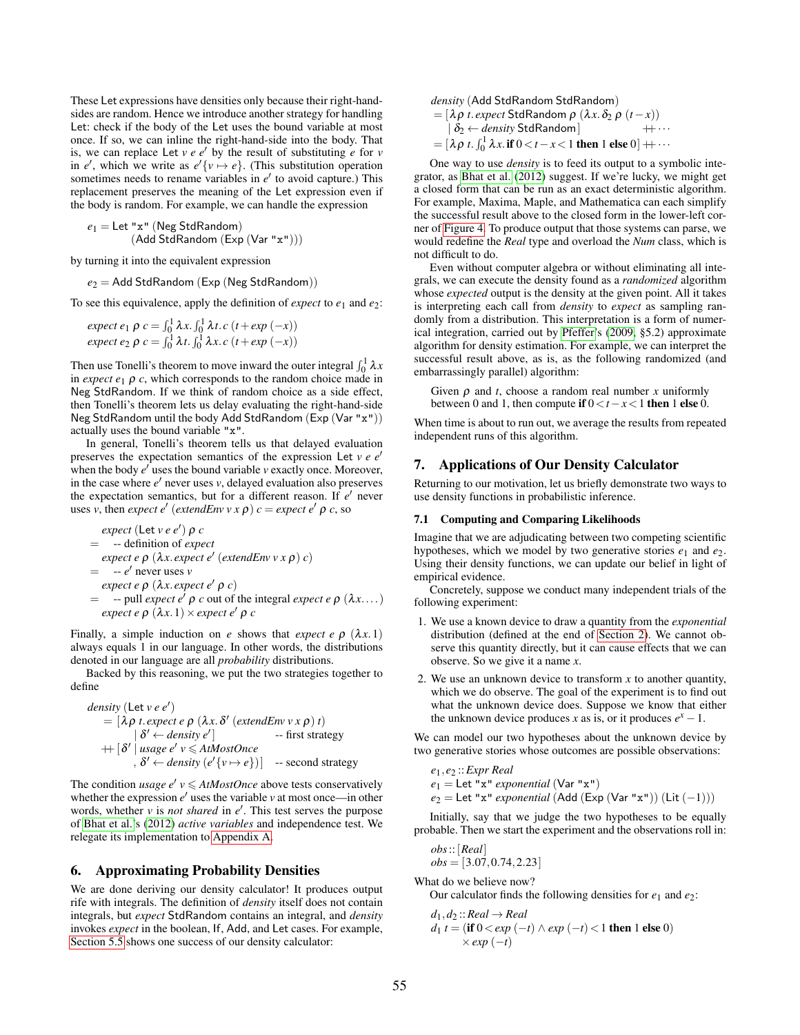These Let expressions have densities only because their right-hand-sides are random. Hence we introduce another strategy for handling Let: check if the body of the Let uses the bound variable at most once. If so, we can inline the right-hand-side into the body. That is, we can replace Let $v\ e\ e'$ by the result of substituting $e$ for $v$ in $e'$, which we write as $e'\{v \mapsto e\}$. (This substitution operation sometimes needs to rename variables in $e'$ to avoid capture.) This replacement preserves the meaning of the Let expression even if the body is random. For example, we can handle the expression

$$e_1 = \mathsf{Let}\ \texttt{"x"}\ (\mathsf{Neg\ StdRandom})\ (\mathsf{Add\ StdRandom}\ (\mathsf{Exp}\ (\mathsf{Var}\ \texttt{"x"})))$$

by turning it into the equivalent expression

$$e_2 = \mathsf{Add\ StdRandom}\ (\mathsf{Exp}\ (\mathsf{Neg\ StdRandom}))$$

To see this equivalence, apply the definition of *expect* to $e_1$ and $e_2$:

$$\begin{aligned}
\mathit{expect}\ e_1\ \rho\ c &= \textstyle\int_0^1 \lambda x. \int_0^1 \lambda t. c\ (t + \mathit{exp}\ (-x)) \\
\mathit{expect}\ e_2\ \rho\ c &= \textstyle\int_0^1 \lambda t. \int_0^1 \lambda x. c\ (t + \mathit{exp}\ (-x))
\end{aligned}$$

Then use Tonelli's theorem to move inward the outer integral $\int_0^1 \lambda x$ in $\mathit{expect}\ e_1\ \rho\ c$, which corresponds to the random choice made in Neg StdRandom. If we think of random choice as a side effect, then Tonelli's theorem lets us delay evaluating the right-hand-side Neg StdRandom until the body Add StdRandom (Exp (Var "x")) actually uses the bound variable "x".

In general, Tonelli's theorem tells us that delayed evaluation preserves the expectation semantics of the expression Let $v\ e\ e'$ when the body $e'$ uses the bound variable $v$ exactly once. Moreover, in the case where $e'$ never uses $v$, delayed evaluation also preserves the expectation semantics, but for a different reason. If $e'$ never uses $v$, then $\mathit{expect}\ e'\ (\mathit{extendEnv}\ v\ x\ \rho)\ c = \mathit{expect}\ e'\ \rho\ c$, so

$$\begin{aligned}
&\mathit{expect}\ (\mathsf{Let}\ v\ e\ e')\ \rho\ c \\
= &\quad \text{-- definition of } \mathit{expect} \\
&\mathit{expect}\ e\ \rho\ (\lambda x. \mathit{expect}\ e'\ (\mathit{extendEnv}\ v\ x\ \rho)\ c) \\
= &\quad \text{-- } e' \text{ never uses } v \\
&\mathit{expect}\ e\ \rho\ (\lambda x. \mathit{expect}\ e'\ \rho\ c) \\
= &\quad \text{-- pull } \mathit{expect}\ e'\ \rho\ c \text{ out of the integral } \mathit{expect}\ e\ \rho\ (\lambda x. \ldots) \\
&\mathit{expect}\ e\ \rho\ (\lambda x. 1) \times \mathit{expect}\ e'\ \rho\ c
\end{aligned}$$

Finally, a simple induction on $e$ shows that $\mathit{expect}\ e\ \rho\ (\lambda x. 1)$ always equals 1 in our language. In other words, the distributions denoted in our language are all *probability* distributions.

Backed by this reasoning, we put the two strategies together to define

$$\begin{aligned}
&\mathit{density}\ (\mathsf{Let}\ v\ e\ e') \\
&\quad = [\lambda \rho\ t. \mathit{expect}\ e\ \rho\ (\lambda x. \delta'\ (\mathit{extendEnv}\ v\ x\ \rho)\ t) \\
&\quad\quad \mid \delta' \leftarrow \mathit{density}\ e'] \qquad \text{-- first strategy} \\
&\quad +\!\!+ [\delta' \mid \mathit{usage}\ e'\ v \leqslant \mathit{AtMostOnce} \\
&\quad\quad , \delta' \leftarrow \mathit{density}\ (e'\{v \mapsto e\})] \quad \text{-- second strategy}
\end{aligned}$$

The condition $\mathit{usage}\ e'\ v \leqslant \mathit{AtMostOnce}$ above tests conservatively whether the expression $e'$ uses the variable $v$ at most once—in other words, whether $v$ is *not shared* in $e'$. This test serves the purpose of Bhat et al.'s (2012) *active variables* and independence test. We relegate its implementation to Appendix A.

## 6. Approximating Probability Densities

We are done deriving our density calculator! It produces output rife with integrals. The definition of *density* itself does not contain integrals, but *expect* StdRandom contains an integral, and *density* invokes *expect* in the boolean, If, Add, and Let cases. For example, Section 5.5 shows one success of our density calculator:

$$\begin{aligned}
&\mathit{density}\ (\mathsf{Add\ StdRandom\ StdRandom}) \\
&\quad = [\lambda \rho\ t. \mathit{expect}\ \mathsf{StdRandom}\ \rho\ (\lambda x. \delta_2\ \rho\ (t - x)) \\
&\quad\quad \mid \delta_2 \leftarrow \mathit{density}\ \mathsf{StdRandom}] \qquad +\!\!+ \cdots \\
&\quad = [\lambda \rho\ t. \textstyle\int_0^1 \lambda x. \mathbf{if}\ 0 < t - x < 1\ \mathbf{then}\ 1\ \mathbf{else}\ 0] +\!\!+ \cdots
\end{aligned}$$

One way to use *density* is to feed its output to a symbolic integrator, as Bhat et al. (2012) suggest. If we're lucky, we might get a closed form that can be run as an exact deterministic algorithm. For example, Maxima, Maple, and Mathematica can each simplify the successful result above to the closed form in the lower-left corner of Figure 4. To produce output that those systems can parse, we would redefine the *Real* type and overload the *Num* class, which is not difficult to do.

Even without computer algebra or without eliminating all integrals, we can execute the density found as a *randomized* algorithm whose *expected* output is the density at the given point. All it takes is interpreting each call from *density* to *expect* as sampling randomly from a distribution. This interpretation is a form of numerical integration, carried out by Pfeffer's (2009, §5.2) approximate algorithm for density estimation. For example, we can interpret the successful result above, as is, as the following randomized (and embarrassingly parallel) algorithm:

> Given $\rho$ and $t$, choose a random real number $x$ uniformly between 0 and 1, then compute **if** $0 < t - x < 1$ **then** 1 **else** 0.

When time is about to run out, we average the results from repeated independent runs of this algorithm.

## 7. Applications of Our Density Calculator

Returning to our motivation, let us briefly demonstrate two ways to use density functions in probabilistic inference.

### 7.1 Computing and Comparing Likelihoods

Imagine that we are adjudicating between two competing scientific hypotheses, which we model by two generative stories $e_1$ and $e_2$. Using their density functions, we can update our belief in light of empirical evidence.

Concretely, suppose we conduct many independent trials of the following experiment:

1. We use a known device to draw a quantity from the *exponential* distribution (defined at the end of Section 2). We cannot observe this quantity directly, but it can cause effects that we can observe. So we give it a name $x$.
2. We use an unknown device to transform $x$ to another quantity, which we do observe. The goal of the experiment is to find out what the unknown device does. Suppose we know that either the unknown device produces $x$ as is, or it produces $e^x - 1$.

We can model our two hypotheses about the unknown device by two generative stories whose outcomes are possible observations:

$$\begin{aligned}
&e_1, e_2 :: \mathit{Expr\ Real} \\
&e_1 = \mathsf{Let}\ \texttt{"x"}\ \mathit{exponential}\ (\mathsf{Var}\ \texttt{"x"}) \\
&e_2 = \mathsf{Let}\ \texttt{"x"}\ \mathit{exponential}\ (\mathsf{Add}\ (\mathsf{Exp}\ (\mathsf{Var}\ \texttt{"x"}))\ (\mathsf{Lit}\ (-1)))
\end{aligned}$$

Initially, say that we judge the two hypotheses to be equally probable. Then we start the experiment and the observations roll in:

$$\begin{aligned}
&\mathit{obs} :: [\mathit{Real}] \\
&\mathit{obs} = [3.07, 0.74, 2.23]
\end{aligned}$$

What do we believe now?

Our calculator finds the following densities for $e_1$ and $e_2$:

$$\begin{aligned}
&d_1, d_2 :: \mathit{Real} \to \mathit{Real} \\
&d_1\ t = (\mathbf{if}\ 0 < \mathit{exp}\ (-t) \wedge \mathit{exp}\ (-t) < 1\ \mathbf{then}\ 1\ \mathbf{else}\ 0) \\
&\qquad \times \mathit{exp}\ (-t)
\end{aligned}$$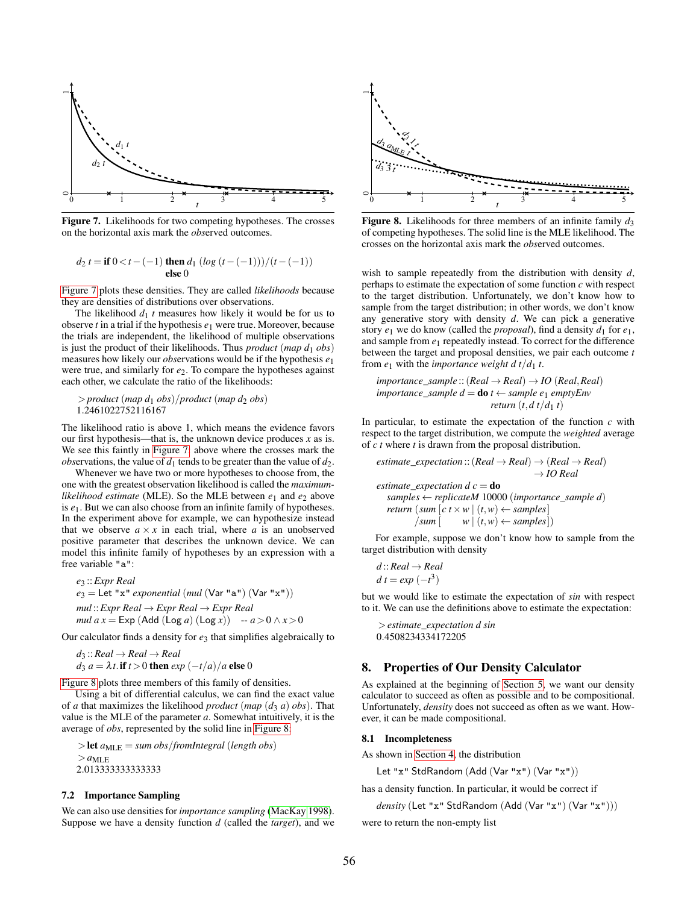Figure 7. Likelihoods for two competing hypotheses. The crosses on the horizontal axis mark the *obs*erved outcomes.

$$d_2\ t = \textbf{if}\ 0 < t - (-1)\ \textbf{then}\ d_1\ (log\ (t - (-1)))/(t - (-1))\ \textbf{else}\ 0$$

Figure 7 plots these densities. They are called *likelihoods* because they are densities of distributions over observations.

The likelihood $d_1\ t$ measures how likely it would be for us to observe $t$ in a trial if the hypothesis $e_1$ were true. Moreover, because the trials are independent, the likelihood of multiple observations is just the product of their likelihoods. Thus *product* (*map* $d_1$ *obs*) measures how likely our *obs*ervations would be if the hypothesis $e_1$ were true, and similarly for $e_2$. To compare the hypotheses against each other, we calculate the ratio of the likelihoods:

```
> product (map d1 obs)/product (map d2 obs)
1.2461022752116167
```

The likelihood ratio is above 1, which means the evidence favors our first hypothesis—that is, the unknown device produces $x$ as is. We see this faintly in Figure 7: above where the crosses mark the *obs*ervations, the value of $d_1$ tends to be greater than the value of $d_2$.

Whenever we have two or more hypotheses to choose from, the one with the greatest observation likelihood is called the *maximum-likelihood estimate* (MLE). So the MLE between $e_1$ and $e_2$ above is $e_1$. But we can also choose from an infinite family of hypotheses. In the experiment above for example, we can hypothesize instead that we observe $a \times x$ in each trial, where $a$ is an unobserved positive parameter that describes the unknown device. We can model this infinite family of hypotheses by an expression with a free variable "a":

```
e3 :: Expr Real
e3 = Let "x" exponential (mul (Var "a") (Var "x"))
mul :: Expr Real → Expr Real → Expr Real
mul a x = Exp (Add (Log a) (Log x))    -- a > 0 ∧ x > 0
```

Our calculator finds a density for $e_3$ that simplifies algebraically to

$$d_3 :: Real \to Real \to Real$$
$$d_3\ a = \lambda t.\ \textbf{if}\ t > 0\ \textbf{then}\ exp\ (-t/a)/a\ \textbf{else}\ 0$$

Figure 8 plots three members of this family of densities.

Using a bit of differential calculus, we can find the exact value of $a$ that maximizes the likelihood *product* (*map* ($d_3\ a$) *obs*). That value is the MLE of the parameter $a$. Somewhat intuitively, it is the average of *obs*, represented by the solid line in Figure 8:

```
> let a_MLE = sum obs/fromIntegral (length obs)
> a_MLE
2.013333333333333
```

### 7.2 Importance Sampling

We can also use densities for *importance sampling* (MacKay 1998). Suppose we have a density function $d$ (called the *target*), and we wish to sample repeatedly from the distribution with density $d$, perhaps to estimate the expectation of some function $c$ with respect to the target distribution. Unfortunately, we don't know how to sample from the target distribution; in other words, we don't know any generative story with density $d$. We can pick a generative story $e_1$ we do know (called the *proposal*), find a density $d_1$ for $e_1$, and sample from $e_1$ repeatedly instead. To correct for the difference between the target and proposal densities, we pair each outcome $t$ from $e_1$ with the *importance weight* $d\ t/d_1\ t$.

```
importance_sample :: (Real → Real) → IO (Real, Real)
importance_sample d = do t ← sample e1 emptyEnv
                         return (t, d t/d1 t)
```

Figure 8. Likelihoods for three members of an infinite family $d_3$ of competing hypotheses. The solid line is the MLE likelihood. The crosses on the horizontal axis mark the *obs*erved outcomes.

In particular, to estimate the expectation of the function $c$ with respect to the target distribution, we compute the *weighted* average of $c\ t$ where $t$ is drawn from the proposal distribution.

```
estimate_expectation :: (Real → Real) → (Real → Real)
                                       → IO Real
estimate_expectation d c = do
  samples ← replicateM 10000 (importance_sample d)
  return (sum [c t × w | (t, w) ← samples]
         /sum [      w | (t, w) ← samples])
```

For example, suppose we don't know how to sample from the target distribution with density

$$d :: Real \to Real$$
$$d\ t = exp\ (-t^3)$$

but we would like to estimate the expectation of *sin* with respect to it. We can use the definitions above to estimate the expectation:

```
> estimate_expectation d sin
0.4508234334172205
```

## 8. Properties of Our Density Calculator

As explained at the beginning of Section 5, we want our density calculator to succeed as often as possible and to be compositional. Unfortunately, *density* does not succeed as often as we want. However, it can be made compositional.

### 8.1 Incompleteness

As shown in Section 4, the distribution

```
Let "x" StdRandom (Add (Var "x") (Var "x"))
```

has a density function. In particular, it would be correct if

```
density (Let "x" StdRandom (Add (Var "x") (Var "x")))
```

were to return the non-empty list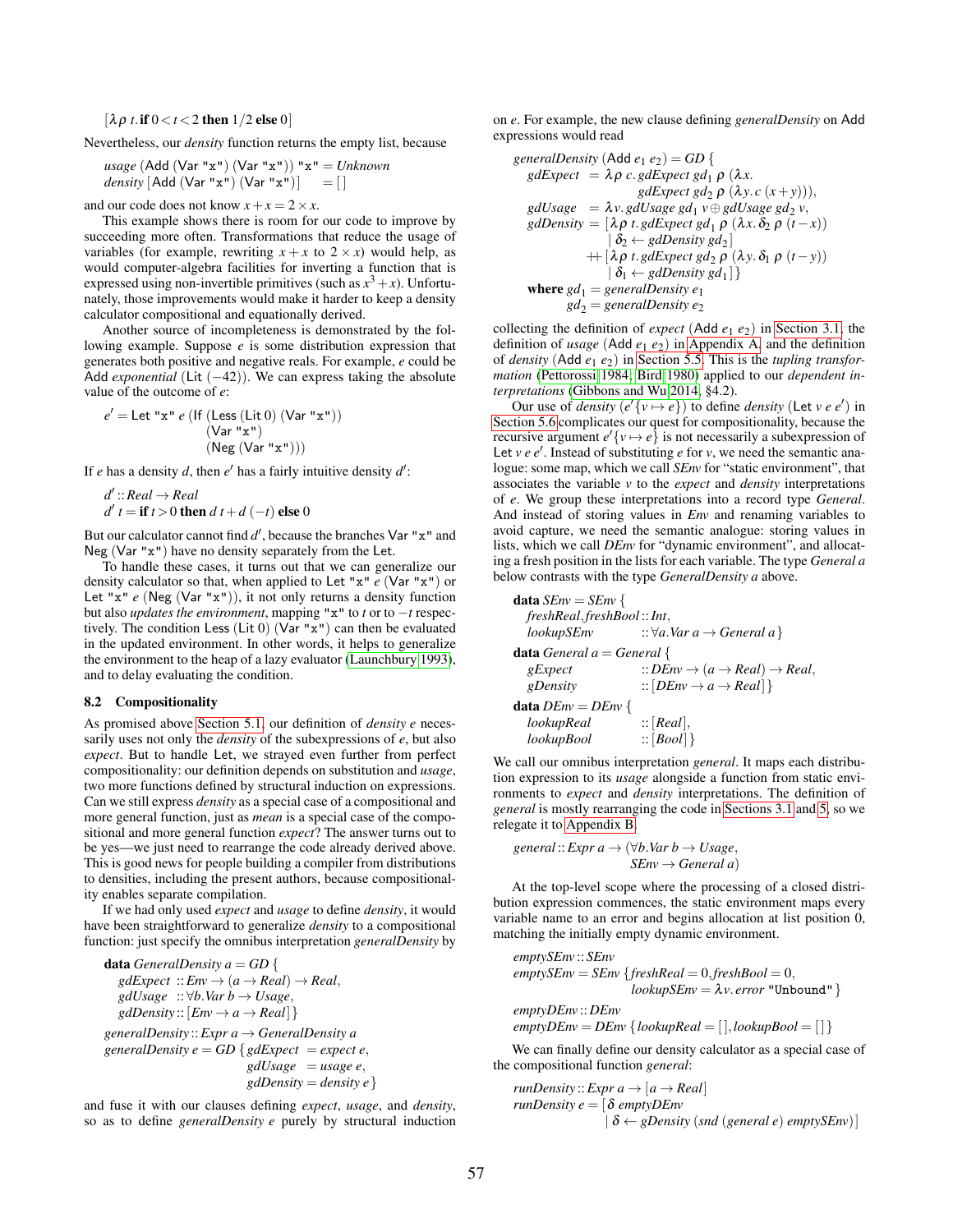$$[\lambda\rho\ t.\,\textbf{if}\ 0 < t < 2\ \textbf{then}\ 1/2\ \textbf{else}\ 0]$$

Nevertheless, our *density* function returns the empty list, because

```
usage (Add (Var "x") (Var "x")) "x" = Unknown
density [Add (Var "x") (Var "x")]     = []
```

and our code does not know $x + x = 2 \times x$.

This example shows there is room for our code to improve by succeeding more often. Transformations that reduce the usage of variables (for example, rewriting $x + x$ to $2 \times x$) would help, as would computer-algebra facilities for inverting a function that is expressed using non-invertible primitives (such as $x^3 + x$). Unfortunately, those improvements would make it harder to keep a density calculator compositional and equationally derived.

Another source of incompleteness is demonstrated by the following example. Suppose $e$ is some distribution expression that generates both positive and negative reals. For example, $e$ could be Add *exponential* (Lit $(-42)$). We can express taking the absolute value of the outcome of $e$:

```
e' = Let "x" e (If (Less (Lit 0) (Var "x"))
                   (Var "x")
                   (Neg (Var "x")))
```

If $e$ has a density $d$, then $e'$ has a fairly intuitive density $d'$:

```
d' :: Real → Real
d' t = if t > 0 then d t + d (−t) else 0
```

But our calculator cannot find $d'$, because the branches Var "x" and Neg (Var "x") have no density separately from the Let.

To handle these cases, it turns out that we can generalize our density calculator so that, when applied to Let "x" $e$ (Var "x") or Let "x" $e$ (Neg (Var "x")), it not only returns a density function but also *updates the environment*, mapping "x" to $t$ or to $-t$ respectively. The condition Less (Lit 0) (Var "x") can then be evaluated in the updated environment. In other words, it helps to generalize the environment to the heap of a lazy evaluator (Launchbury 1993), and to delay evaluating the condition.

### 8.2 Compositionality

As promised above Section 5.1, our definition of *density e* necessarily uses not only the *density* of the subexpressions of $e$, but also *expect*. But to handle Let, we strayed even further from perfect compositionality: our definition depends on substitution and *usage*, two more functions defined by structural induction on expressions. Can we still express *density* as a special case of a compositional and more general function, just as *mean* is a special case of the compositional and more general function *expect*? The answer turns out to be yes—we just need to rearrange the code already derived above. This is good news for people building a compiler from distributions to densities, including the present authors, because compositionality enables separate compilation.

If we had only used *expect* and *usage* to define *density*, it would have been straightforward to generalize *density* to a compositional function: just specify the omnibus interpretation *generalDensity* by

```
data GeneralDensity a = GD {
    gdExpect  :: Env → (a → Real) → Real,
    gdUsage   :: ∀b.Var b → Usage,
    gdDensity :: [Env → a → Real]}
generalDensity :: Expr a → GeneralDensity a
generalDensity e = GD {gdExpect  = expect e,
                       gdUsage   = usage e,
                       gdDensity = density e}
```

and fuse it with our clauses defining *expect*, *usage*, and *density*, so as to define *generalDensity e* purely by structural induction on $e$. For example, the new clause defining *generalDensity* on Add expressions would read

```
generalDensity (Add e1 e2) = GD {
    gdExpect  = λρ c. gdExpect gd1 ρ (λx.
                         gdExpect gd2 ρ (λy. c (x + y))),
    gdUsage   = λv. gdUsage gd1 v ⊕ gdUsage gd2 v,
    gdDensity = [λρ t. gdExpect gd1 ρ (λx. δ2 ρ (t − x))
                   | δ2 ← gdDensity gd2]
              ++ [λρ t. gdExpect gd2 ρ (λy. δ1 ρ (t − y))
                   | δ1 ← gdDensity gd1]}
  where gd1 = generalDensity e1
        gd2 = generalDensity e2
```

collecting the definition of *expect* (Add $e_1$ $e_2$) in Section 3.1, the definition of *usage* (Add $e_1$ $e_2$) in Appendix A, and the definition of *density* (Add $e_1$ $e_2$) in Section 5.5. This is the *tupling transformation* (Pettorossi 1984; Bird 1980) applied to our *dependent interpretations* (Gibbons and Wu 2014, §4.2).

Our use of *density* $(e'\{v \mapsto e\})$ to define *density* (Let $v$ $e$ $e'$) in Section 5.6 complicates our quest for compositionality, because the recursive argument $e'\{v \mapsto e\}$ is not necessarily a subexpression of Let $v$ $e$ $e'$. Instead of substituting $e$ for $v$, we need the semantic analogue: some map, which we call *SEnv* for "static environment", that associates the variable $v$ to the *expect* and *density* interpretations of $e$. We group these interpretations into a record type *General*. And instead of storing values in *Env* and renaming variables to avoid capture, we need the semantic analogue: storing values in lists, which we call *DEnv* for "dynamic environment", and allocating a fresh position in the lists for each variable. The type *General a* below contrasts with the type *GeneralDensity a* above.

```
data SEnv = SEnv {
    freshReal, freshBool :: Int,
    lookupSEnv           :: ∀a.Var a → General a}
data General a = General {
    gExpect              :: DEnv → (a → Real) → Real,
    gDensity             :: [DEnv → a → Real]}
data DEnv = DEnv {
    lookupReal           :: [Real],
    lookupBool           :: [Bool]}
```

We call our omnibus interpretation *general*. It maps each distribution expression to its *usage* alongside a function from static environments to *expect* and *density* interpretations. The definition of *general* is mostly rearranging the code in Sections 3.1 and 5, so we relegate it to Appendix B.

```
general :: Expr a → (∀b.Var b → Usage,
                     SEnv → General a)
```

At the top-level scope where the processing of a closed distribution expression commences, the static environment maps every variable name to an error and begins allocation at list position 0, matching the initially empty dynamic environment.

```
emptySEnv :: SEnv
emptySEnv = SEnv {freshReal = 0, freshBool = 0,
                  lookupSEnv = λv. error "Unbound"}
emptyDEnv :: DEnv
emptyDEnv = DEnv {lookupReal = [], lookupBool = []}
```

We can finally define our density calculator as a special case of the compositional function *general*:

```
runDensity :: Expr a → [a → Real]
runDensity e = [δ emptyDEnv
                 | δ ← gDensity (snd (general e) emptySEnv)]
```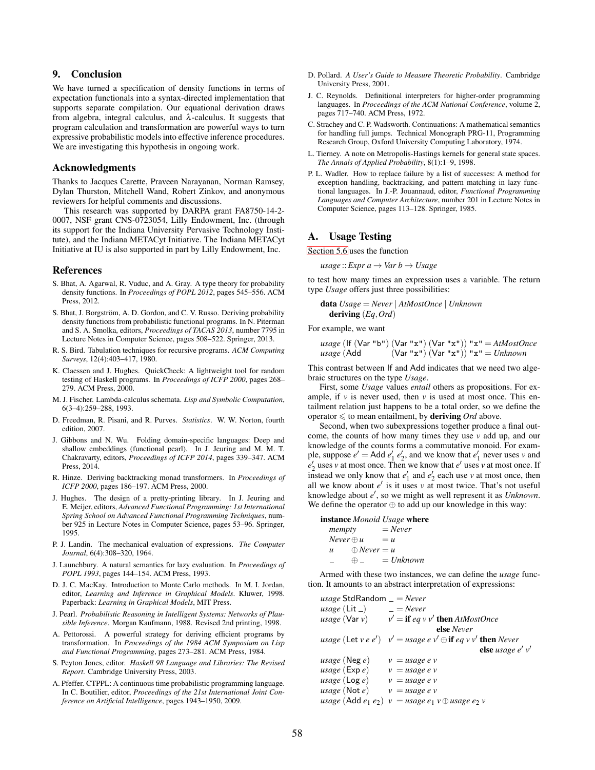## 9. Conclusion

We have turned a specification of density functions in terms of expectation functionals into a syntax-directed implementation that supports separate compilation. Our equational derivation draws from algebra, integral calculus, and $\lambda$-calculus. It suggests that program calculation and transformation are powerful ways to turn expressive probabilistic models into effective inference procedures. We are investigating this hypothesis in ongoing work.

## Acknowledgments

Thanks to Jacques Carette, Praveen Narayanan, Norman Ramsey, Dylan Thurston, Mitchell Wand, Robert Zinkov, and anonymous reviewers for helpful comments and discussions.

This research was supported by DARPA grant FA8750-14-2-0007, NSF grant CNS-0723054, Lilly Endowment, Inc. (through its support for the Indiana University Pervasive Technology Institute), and the Indiana METACyt Initiative. The Indiana METACyt Initiative at IU is also supported in part by Lilly Endowment, Inc.

## References

S. Bhat, A. Agarwal, R. Vuduc, and A. Gray. A type theory for probability density functions. In *Proceedings of POPL 2012*, pages 545–556. ACM Press, 2012.

S. Bhat, J. Borgström, A. D. Gordon, and C. V. Russo. Deriving probability density functions from probabilistic functional programs. In N. Piterman and S. A. Smolka, editors, *Proceedings of TACAS 2013*, number 7795 in Lecture Notes in Computer Science, pages 508–522. Springer, 2013.

R. S. Bird. Tabulation techniques for recursive programs. *ACM Computing Surveys*, 12(4):403–417, 1980.

K. Claessen and J. Hughes. QuickCheck: A lightweight tool for random testing of Haskell programs. In *Proceedings of ICFP 2000*, pages 268–279. ACM Press, 2000.

M. J. Fischer. Lambda-calculus schemata. *Lisp and Symbolic Computation*, 6(3–4):259–288, 1993.

D. Freedman, R. Pisani, and R. Purves. *Statistics*. W. W. Norton, fourth edition, 2007.

J. Gibbons and N. Wu. Folding domain-specific languages: Deep and shallow embeddings (functional pearl). In J. Jeuring and M. M. T. Chakravarty, editors, *Proceedings of ICFP 2014*, pages 339–347. ACM Press, 2014.

R. Hinze. Deriving backtracking monad transformers. In *Proceedings of ICFP 2000*, pages 186–197. ACM Press, 2000.

J. Hughes. The design of a pretty-printing library. In J. Jeuring and E. Meijer, editors, *Advanced Functional Programming: 1st International Spring School on Advanced Functional Programming Techniques*, number 925 in Lecture Notes in Computer Science, pages 53–96. Springer, 1995.

P. J. Landin. The mechanical evaluation of expressions. *The Computer Journal*, 6(4):308–320, 1964.

J. Launchbury. A natural semantics for lazy evaluation. In *Proceedings of POPL 1993*, pages 144–154. ACM Press, 1993.

D. J. C. MacKay. Introduction to Monte Carlo methods. In M. I. Jordan, editor, *Learning and Inference in Graphical Models*. Kluwer, 1998. Paperback: *Learning in Graphical Models*, MIT Press.

J. Pearl. *Probabilistic Reasoning in Intelligent Systems: Networks of Plausible Inference*. Morgan Kaufmann, 1988. Revised 2nd printing, 1998.

A. Pettorossi. A powerful strategy for deriving efficient programs by transformation. In *Proceedings of the 1984 ACM Symposium on Lisp and Functional Programming*, pages 273–281. ACM Press, 1984.

S. Peyton Jones, editor. *Haskell 98 Language and Libraries: The Revised Report*. Cambridge University Press, 2003.

A. Pfeffer. CTPPL: A continuous time probabilistic programming language. In C. Boutilier, editor, *Proceedings of the 21st International Joint Conference on Artificial Intelligence*, pages 1943–1950, 2009.

D. Pollard. *A User's Guide to Measure Theoretic Probability*. Cambridge University Press, 2001.

J. C. Reynolds. Definitional interpreters for higher-order programming languages. In *Proceedings of the ACM National Conference*, volume 2, pages 717–740. ACM Press, 1972.

C. Strachey and C. P. Wadsworth. Continuations: A mathematical semantics for handling full jumps. Technical Monograph PRG-11, Programming Research Group, Oxford University Computing Laboratory, 1974.

L. Tierney. A note on Metropolis-Hastings kernels for general state spaces. *The Annals of Applied Probability*, 8(1):1–9, 1998.

P. L. Wadler. How to replace failure by a list of successes: A method for exception handling, backtracking, and pattern matching in lazy functional languages. In J.-P. Jouannaud, editor, *Functional Programming Languages and Computer Architecture*, number 201 in Lecture Notes in Computer Science, pages 113–128. Springer, 1985.

## A. Usage Testing

Section 5.6 uses the function

```
usage :: Expr a → Var b → Usage
```

to test how many times an expression uses a variable. The return type *Usage* offers just three possibilities:

```
data Usage = Never | AtMostOnce | Unknown
  deriving (Eq, Ord)
```

For example, we want

```
usage (If (Var "b") (Var "x") (Var "x")) "x" = AtMostOnce
usage (Add          (Var "x") (Var "x")) "x" = Unknown
```

This contrast between If and Add indicates that we need two algebraic structures on the type *Usage*.

First, some *Usage* values *entail* others as propositions. For example, if $v$ is never used, then $v$ is used at most once. This entailment relation just happens to be a total order, so we define the operator $\leqslant$ to mean entailment, by **deriving** *Ord* above.

Second, when two subexpressions together produce a final outcome, the counts of how many times they use $v$ add up, and our knowledge of the counts forms a commutative monoid. For example, suppose $e' = \mathsf{Add}\ e'_1\ e'_2$, and we know that $e'_1$ never uses $v$ and $e'_2$ uses $v$ at most once. Then we know that $e'$ uses $v$ at most once. If instead we only know that $e'_1$ and $e'_2$ each use $v$ at most once, then all we know about $e'$ is it uses $v$ at most twice. That's not useful knowledge about $e'$, so we might as well represent it as *Unknown*. We define the operator $\oplus$ to add up our knowledge in this way:

```
instance Monoid Usage where
  mempty    = Never
  Never ⊕ u = u
  u ⊕ Never = u
  _ ⊕ _     = Unknown
```

Armed with these two instances, we can define the *usage* function. It amounts to an abstract interpretation of expressions:

```
usage StdRandom _ = Never
usage (Lit _)   _ = Never
usage (Var v)   v' = if eq v v' then AtMostOnce
                                else Never
usage (Let v e e') v' = usage e v' ⊕ if eq v v' then Never
                                                else usage e' v'
usage (Neg e)   v = usage e v
usage (Exp e)   v = usage e v
usage (Log e)   v = usage e v
usage (Not e)   v = usage e v
usage (Add e1 e2) v = usage e1 v ⊕ usage e2 v
```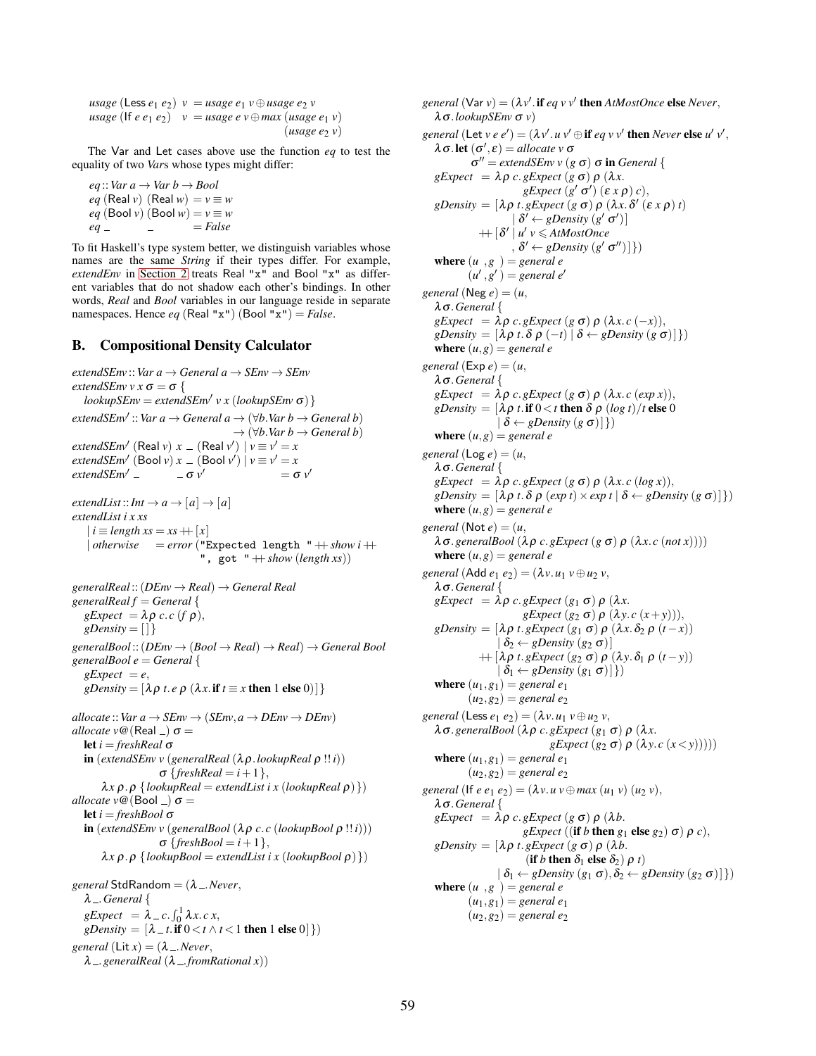$$usage\ (\mathsf{Less}\ e_1\ e_2)\ \ v\ = usage\ e_1\ v \oplus usage\ e_2\ v$$
$$usage\ (\mathsf{If}\ e\ e_1\ e_2)\ \ \ v\ = usage\ e\ v \oplus max\ (usage\ e_1\ v)\ (usage\ e_2\ v)$$

The Var and Let cases above use the function *eq* to test the equality of two *Var*s whose types might differ:

```
eq :: Var a → Var b → Bool
eq (Real v) (Real w) = v ≡ w
eq (Bool v) (Bool w) = v ≡ w
eq _        _        = False
```

To fit Haskell's type system better, we distinguish variables whose names are the same *String* if their types differ. For example, *extendEnv* in Section 2 treats Real "x" and Bool "x" as different variables that do not shadow each other's bindings. In other words, *Real* and *Bool* variables in our language reside in separate namespaces. Hence *eq* (Real "x") (Bool "x") = *False*.

## B. Compositional Density Calculator

```
extendSEnv :: Var a → General a → SEnv → SEnv
extendSEnv v x σ = σ {
  lookupSEnv = extendSEnv′ v x (lookupSEnv σ) }
extendSEnv′ :: Var a → General a → (∀b.Var b → General b)
                                  → (∀b.Var b → General b)
extendSEnv′ (Real v) x _ (Real v′) | v ≡ v′ = x
extendSEnv′ (Bool v) x _ (Bool v′) | v ≡ v′ = x
extendSEnv′ _        _ σ v′                 = σ v′

extendList :: Int → a → [a] → [a]
extendList i x xs
  | i ≡ length xs = xs ++ [x]
  | otherwise     = error ("Expected length " ++ show i ++
                           ", got " ++ show (length xs))

generalReal :: (DEnv → Real) → General Real
generalReal f = General {
  gExpect  = λρ c.c (f ρ),
  gDensity = [] }
generalBool :: (DEnv → (Bool → Real) → Real) → General Bool
generalBool e = General {
  gExpect  = e,
  gDensity = [λρ t.e ρ (λx.if t ≡ x then 1 else 0)] }

allocate :: Var a → SEnv → (SEnv, a → DEnv → DEnv)
allocate v@(Real _) σ =
  let i = freshReal σ
  in (extendSEnv v (generalReal (λρ.lookupReal ρ !! i))
                 σ {freshReal = i + 1},
      λx ρ.ρ {lookupReal = extendList i x (lookupReal ρ)})
allocate v@(Bool _) σ =
  let i = freshBool σ
  in (extendSEnv v (generalBool (λρ c.c (lookupBool ρ !! i)))
                 σ {freshBool = i + 1},
      λx ρ.ρ {lookupBool = extendList i x (lookupBool ρ)})

general StdRandom = (λ_.Never,
  λ_.General {
  gExpect  = λ_ c.∫_0^1 λx.c x,
  gDensity = [λ_ t.if 0 < t ∧ t < 1 then 1 else 0]})
general (Lit x) = (λ_.Never,
  λ_.generalReal (λ_.fromRational x))
general (Var v) = (λv′.if eq v v′ then AtMostOnce else Never,
  λσ.lookupSEnv σ v)
general (Let v e e′) = (λv′.u v′ ⊕ if eq v v′ then Never else u′ v′,
  λσ.let (σ′, ε) = allocate v σ
         σ″ = extendSEnv v (g σ) σ in General {
  gExpect  = λρ c.gExpect (g σ) ρ (λx.
                  gExpect (g′ σ′) (ε x ρ) c),
  gDensity = [λρ t.gExpect (g σ) ρ (λx.δ′ (ε x ρ) t)
               | δ′ ← gDensity (g′ σ′)]
             ++ [δ′ | u′ v ≤ AtMostOnce
                    , δ′ ← gDensity (g′ σ″)]})
  where (u , g ) = general e
        (u′, g′) = general e′
general (Neg e) = (u,
  λσ.General {
  gExpect  = λρ c.gExpect (g σ) ρ (λx.c (−x)),
  gDensity = [λρ t.δ ρ (−t) | δ ← gDensity (g σ)]})
  where (u, g) = general e
general (Exp e) = (u,
  λσ.General {
  gExpect  = λρ c.gExpect (g σ) ρ (λx.c (exp x)),
  gDensity = [λρ t.if 0 < t then δ ρ (log t)/t else 0
               | δ ← gDensity (g σ)]})
  where (u, g) = general e
general (Log e) = (u,
  λσ.General {
  gExpect  = λρ c.gExpect (g σ) ρ (λx.c (log x)),
  gDensity = [λρ t.δ ρ (exp t) × exp t | δ ← gDensity (g σ)]})
  where (u, g) = general e
general (Not e) = (u,
  λσ.generalBool (λρ c.gExpect (g σ) ρ (λx.c (not x))))
  where (u, g) = general e
general (Add e1 e2) = (λv.u1 v ⊕ u2 v,
  λσ.General {
  gExpect  = λρ c.gExpect (g1 σ) ρ (λx.
                  gExpect (g2 σ) ρ (λy.c (x + y))),
  gDensity = [λρ t.gExpect (g1 σ) ρ (λx.δ2 ρ (t − x))
               | δ2 ← gDensity (g2 σ)]
             ++ [λρ t.gExpect (g2 σ) ρ (λy.δ1 ρ (t − y))
               | δ1 ← gDensity (g1 σ)]})
  where (u1, g1) = general e1
        (u2, g2) = general e2
general (Less e1 e2) = (λv.u1 v ⊕ u2 v,
  λσ.generalBool (λρ c.gExpect (g1 σ) ρ (λx.
                       gExpect (g2 σ) ρ (λy.c (x < y)))))
  where (u1, g1) = general e1
        (u2, g2) = general e2
general (If e e1 e2) = (λv.u v ⊕ max (u1 v) (u2 v),
  λσ.General {
  gExpect  = λρ c.gExpect (g σ) ρ (λb.
                  gExpect ((if b then g1 else g2) σ) ρ c),
  gDensity = [λρ t.gExpect (g σ) ρ (λb.
                  (if b then δ1 else δ2) ρ t)
               | δ1 ← gDensity (g1 σ), δ2 ← gDensity (g2 σ)]})
  where (u , g ) = general e
        (u1, g1) = general e1
        (u2, g2) = general e2
```